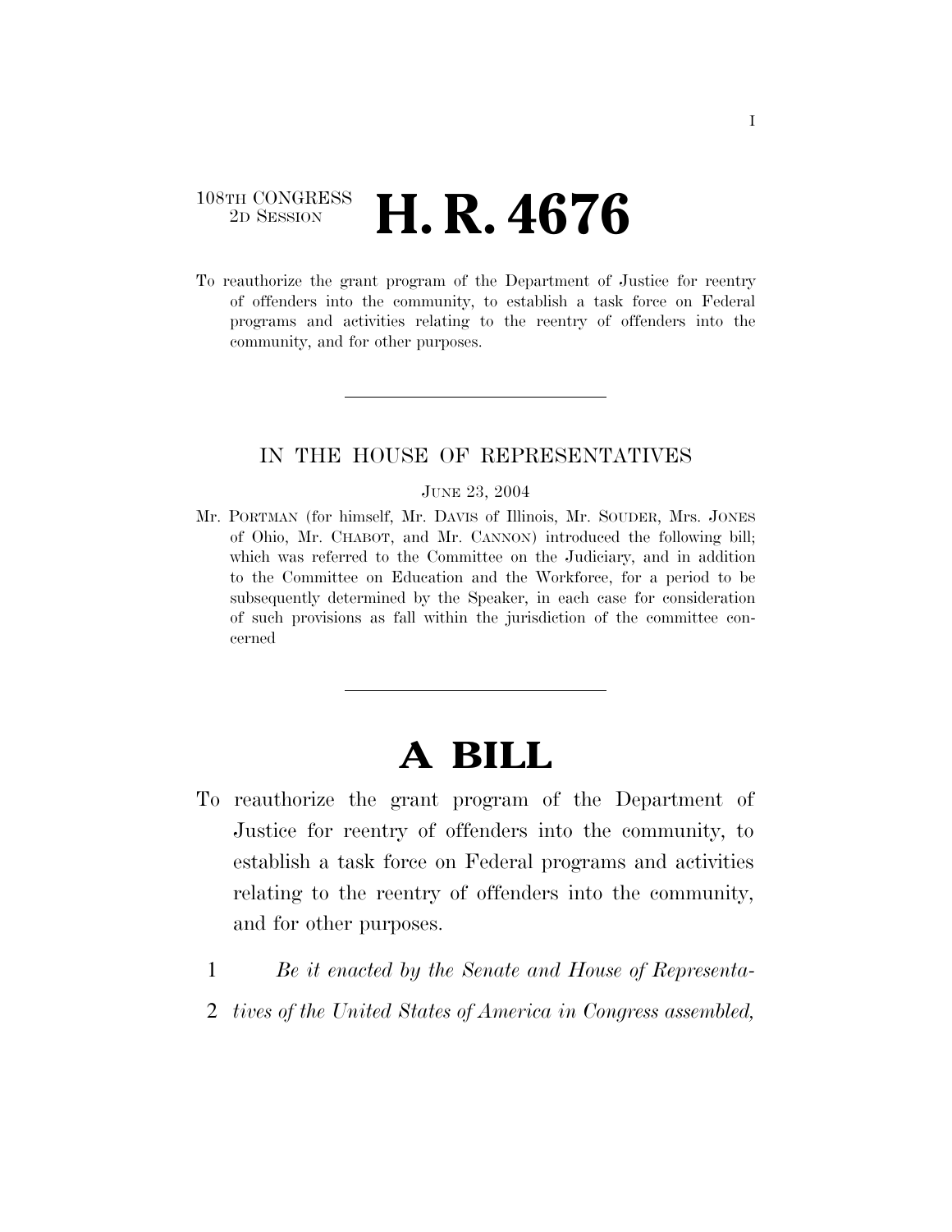108TH CONGRESS
2D SESSION

# H. R. 4676

To reauthorize the grant program of the Department of Justice for reentry of offenders into the community, to establish a task force on Federal programs and activities relating to the reentry of offenders into the community, and for other purposes.

---

IN THE HOUSE OF REPRESENTATIVES

JUNE 23, 2004

Mr. PORTMAN (for himself, Mr. DAVIS of Illinois, Mr. SOUDER, Mrs. JONES of Ohio, Mr. CHABOT, and Mr. CANNON) introduced the following bill; which was referred to the Committee on the Judiciary, and in addition to the Committee on Education and the Workforce, for a period to be subsequently determined by the Speaker, in each case for consideration of such provisions as fall within the jurisdiction of the committee concerned

---

# A BILL

To reauthorize the grant program of the Department of Justice for reentry of offenders into the community, to establish a task force on Federal programs and activities relating to the reentry of offenders into the community, and for other purposes.

1 *Be it enacted by the Senate and House of Representa-*
2 *tives of the United States of America in Congress assembled,*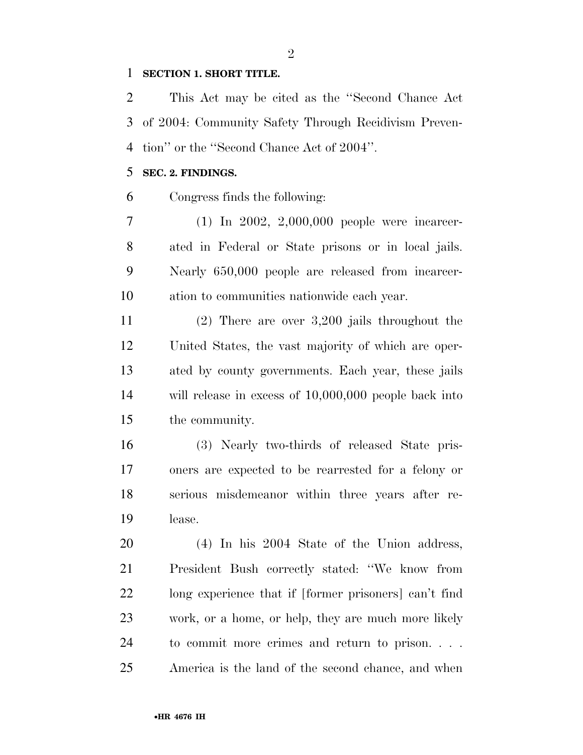**SECTION 1. SHORT TITLE.**

This Act may be cited as the ''Second Chance Act of 2004: Community Safety Through Recidivism Prevention'' or the ''Second Chance Act of 2004''.

**SEC. 2. FINDINGS.**

Congress finds the following:

(1) In 2002, 2,000,000 people were incarcerated in Federal or State prisons or in local jails. Nearly 650,000 people are released from incarceration to communities nationwide each year.

(2) There are over 3,200 jails throughout the United States, the vast majority of which are operated by county governments. Each year, these jails will release in excess of 10,000,000 people back into the community.

(3) Nearly two-thirds of released State prisoners are expected to be rearrested for a felony or serious misdemeanor within three years after release.

(4) In his 2004 State of the Union address, President Bush correctly stated: ''We know from long experience that if [former prisoners] can't find work, or a home, or help, they are much more likely to commit more crimes and return to prison. . . . America is the land of the second chance, and when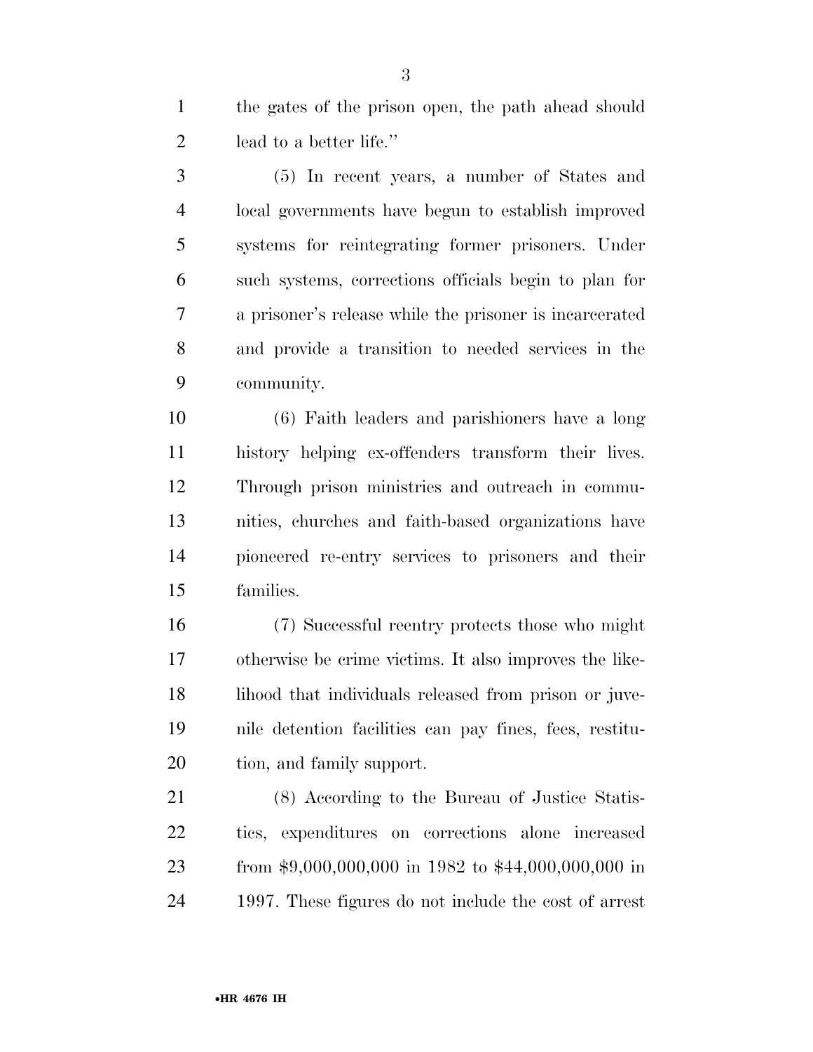the gates of the prison open, the path ahead should lead to a better life.''

(5) In recent years, a number of States and local governments have begun to establish improved systems for reintegrating former prisoners. Under such systems, corrections officials begin to plan for a prisoner's release while the prisoner is incarcerated and provide a transition to needed services in the community.

(6) Faith leaders and parishioners have a long history helping ex-offenders transform their lives. Through prison ministries and outreach in communities, churches and faith-based organizations have pioneered re-entry services to prisoners and their families.

(7) Successful reentry protects those who might otherwise be crime victims. It also improves the likelihood that individuals released from prison or juvenile detention facilities can pay fines, fees, restitution, and family support.

(8) According to the Bureau of Justice Statistics, expenditures on corrections alone increased from $9,000,000,000 in 1982 to $44,000,000,000 in 1997. These figures do not include the cost of arrest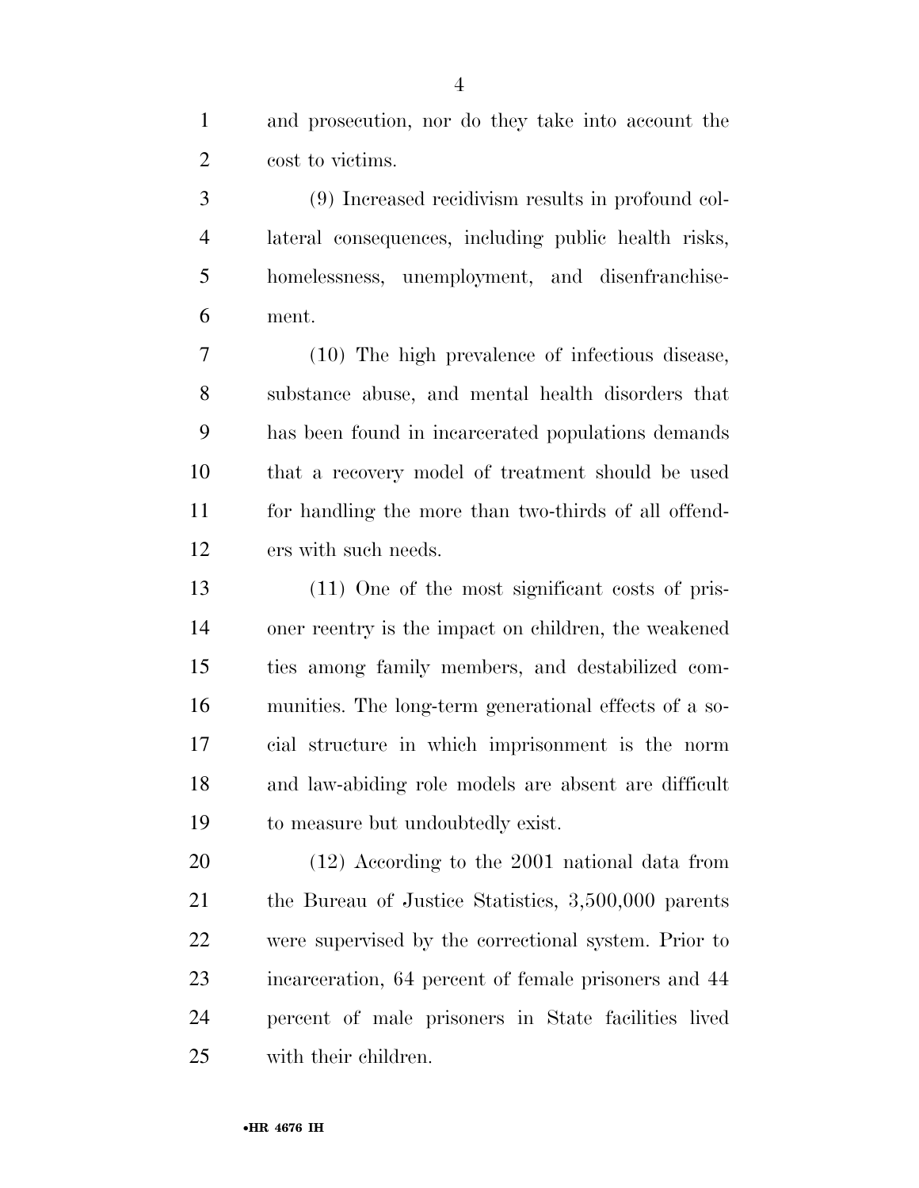and prosecution, nor do they take into account the cost to victims.

(9) Increased recidivism results in profound collateral consequences, including public health risks, homelessness, unemployment, and disenfranchisement.

(10) The high prevalence of infectious disease, substance abuse, and mental health disorders that has been found in incarcerated populations demands that a recovery model of treatment should be used for handling the more than two-thirds of all offenders with such needs.

(11) One of the most significant costs of prisoner reentry is the impact on children, the weakened ties among family members, and destabilized communities. The long-term generational effects of a social structure in which imprisonment is the norm and law-abiding role models are absent are difficult to measure but undoubtedly exist.

(12) According to the 2001 national data from the Bureau of Justice Statistics, 3,500,000 parents were supervised by the correctional system. Prior to incarceration, 64 percent of female prisoners and 44 percent of male prisoners in State facilities lived with their children.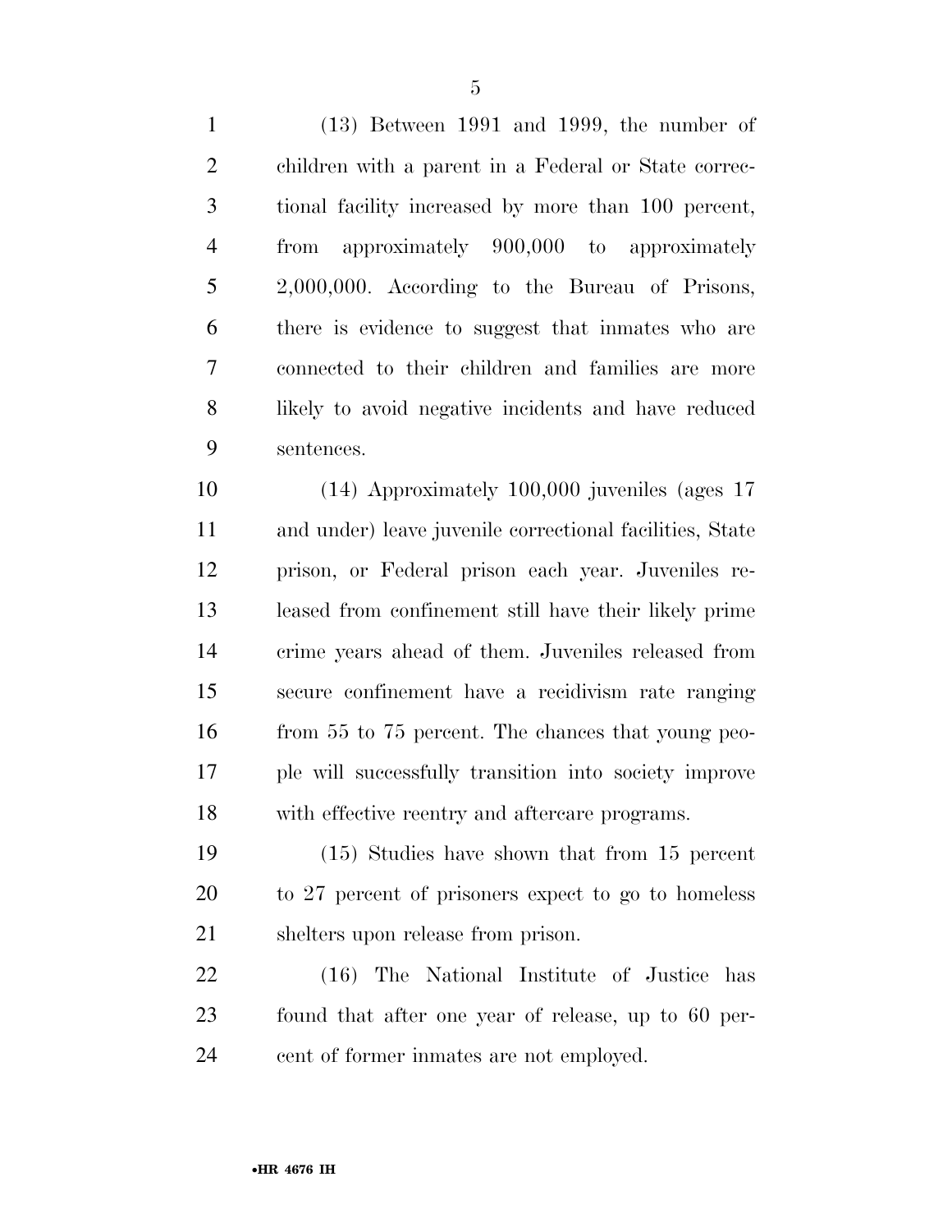(13) Between 1991 and 1999, the number of children with a parent in a Federal or State correctional facility increased by more than 100 percent, from approximately 900,000 to approximately 2,000,000. According to the Bureau of Prisons, there is evidence to suggest that inmates who are connected to their children and families are more likely to avoid negative incidents and have reduced sentences.

(14) Approximately 100,000 juveniles (ages 17 and under) leave juvenile correctional facilities, State prison, or Federal prison each year. Juveniles released from confinement still have their likely prime crime years ahead of them. Juveniles released from secure confinement have a recidivism rate ranging from 55 to 75 percent. The chances that young people will successfully transition into society improve with effective reentry and aftercare programs.

(15) Studies have shown that from 15 percent to 27 percent of prisoners expect to go to homeless shelters upon release from prison.

(16) The National Institute of Justice has found that after one year of release, up to 60 percent of former inmates are not employed.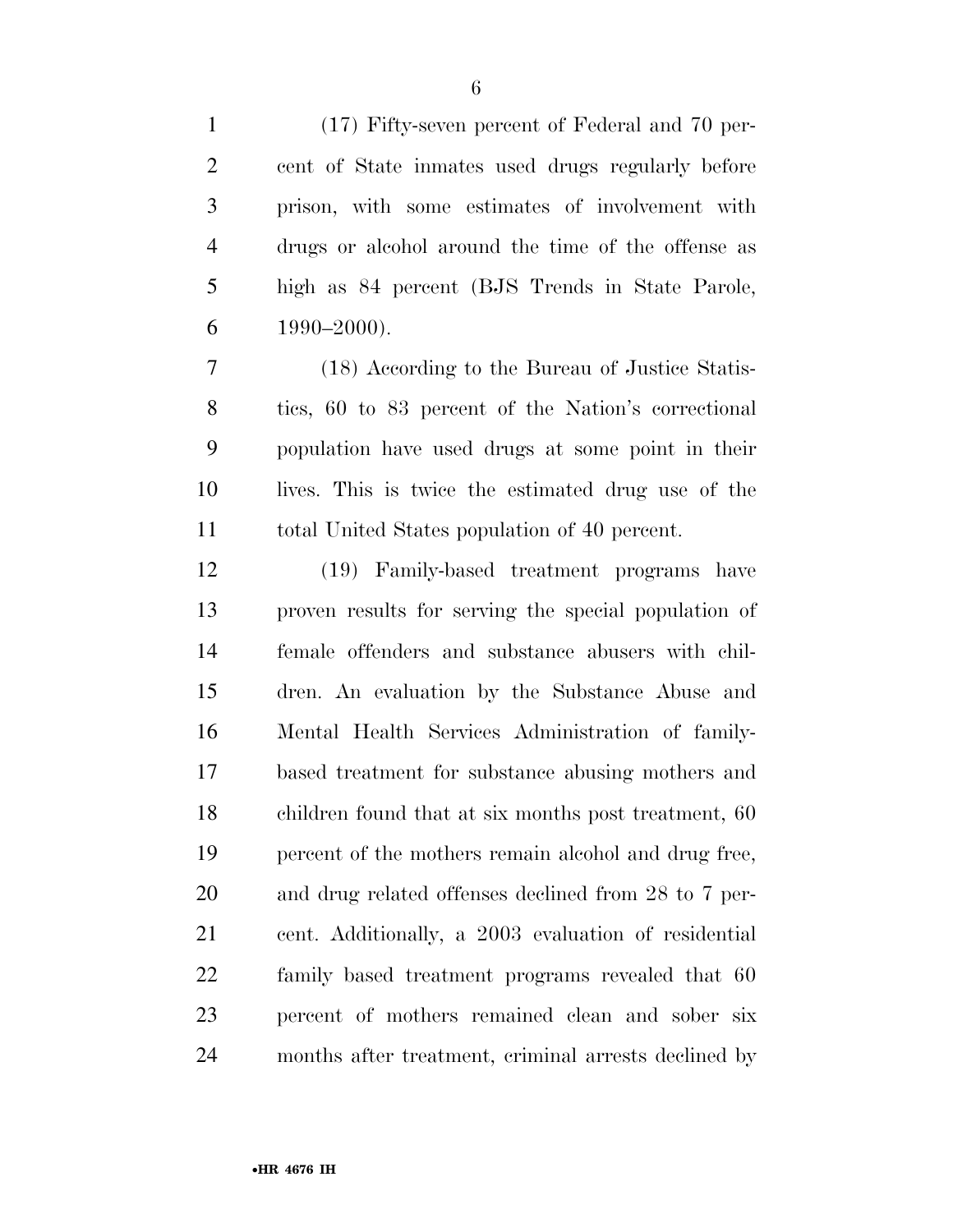(17) Fifty-seven percent of Federal and 70 percent of State inmates used drugs regularly before prison, with some estimates of involvement with drugs or alcohol around the time of the offense as high as 84 percent (BJS Trends in State Parole, 1990–2000).

(18) According to the Bureau of Justice Statistics, 60 to 83 percent of the Nation's correctional population have used drugs at some point in their lives. This is twice the estimated drug use of the total United States population of 40 percent.

(19) Family-based treatment programs have proven results for serving the special population of female offenders and substance abusers with children. An evaluation by the Substance Abuse and Mental Health Services Administration of family-based treatment for substance abusing mothers and children found that at six months post treatment, 60 percent of the mothers remain alcohol and drug free, and drug related offenses declined from 28 to 7 percent. Additionally, a 2003 evaluation of residential family based treatment programs revealed that 60 percent of mothers remained clean and sober six months after treatment, criminal arrests declined by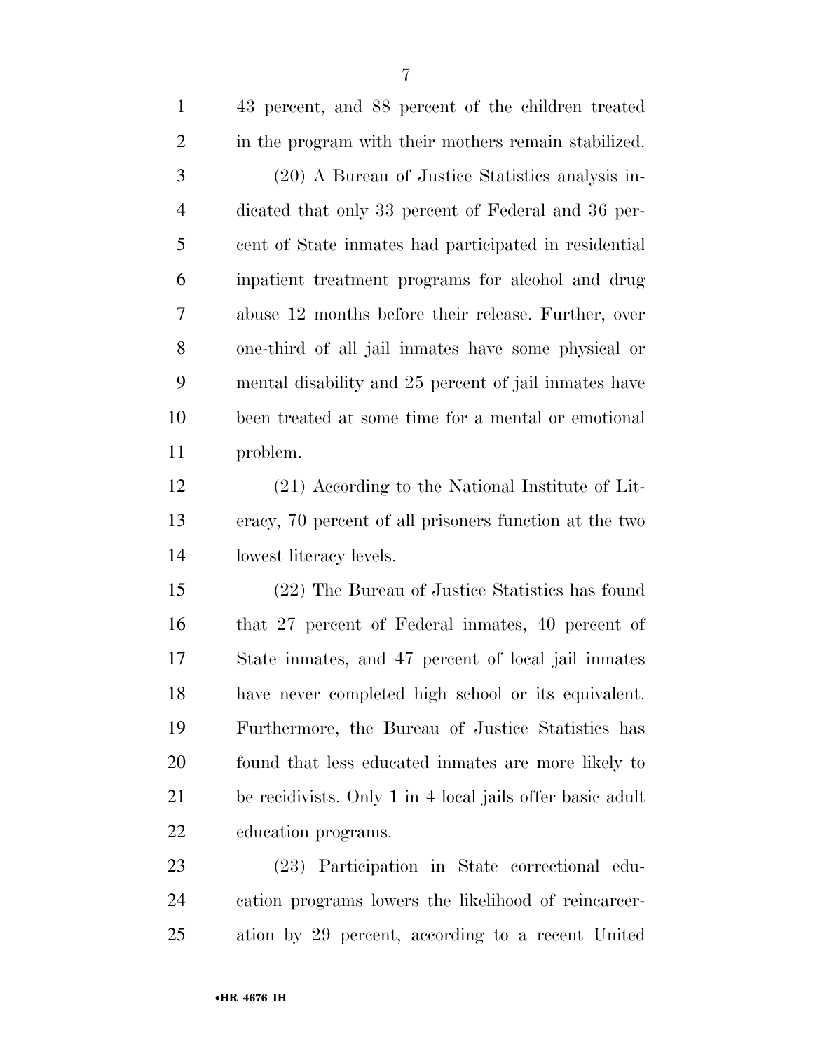43 percent, and 88 percent of the children treated in the program with their mothers remain stabilized.

(20) A Bureau of Justice Statistics analysis indicated that only 33 percent of Federal and 36 percent of State inmates had participated in residential inpatient treatment programs for alcohol and drug abuse 12 months before their release. Further, over one-third of all jail inmates have some physical or mental disability and 25 percent of jail inmates have been treated at some time for a mental or emotional problem.

(21) According to the National Institute of Literacy, 70 percent of all prisoners function at the two lowest literacy levels.

(22) The Bureau of Justice Statistics has found that 27 percent of Federal inmates, 40 percent of State inmates, and 47 percent of local jail inmates have never completed high school or its equivalent. Furthermore, the Bureau of Justice Statistics has found that less educated inmates are more likely to be recidivists. Only 1 in 4 local jails offer basic adult education programs.

(23) Participation in State correctional education programs lowers the likelihood of reincarceration by 29 percent, according to a recent United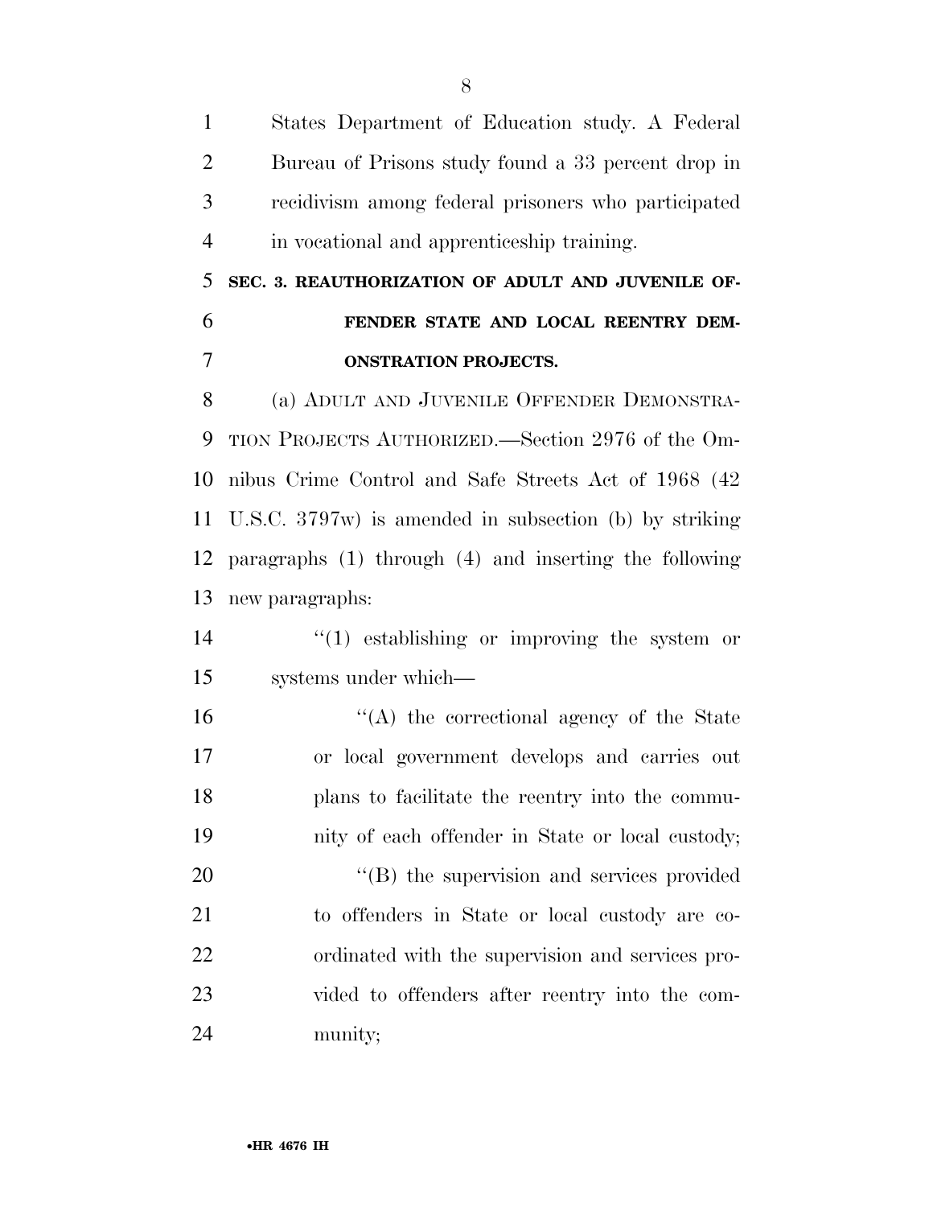States Department of Education study. A Federal Bureau of Prisons study found a 33 percent drop in recidivism among federal prisoners who participated in vocational and apprenticeship training.

**SEC. 3. REAUTHORIZATION OF ADULT AND JUVENILE OFFENDER STATE AND LOCAL REENTRY DEMONSTRATION PROJECTS.**

(a) ADULT AND JUVENILE OFFENDER DEMONSTRATION PROJECTS AUTHORIZED.—Section 2976 of the Omnibus Crime Control and Safe Streets Act of 1968 (42 U.S.C. 3797w) is amended in subsection (b) by striking paragraphs (1) through (4) and inserting the following new paragraphs:

"(1) establishing or improving the system or systems under which—

"(A) the correctional agency of the State or local government develops and carries out plans to facilitate the reentry into the community of each offender in State or local custody;

"(B) the supervision and services provided to offenders in State or local custody are coordinated with the supervision and services provided to offenders after reentry into the community;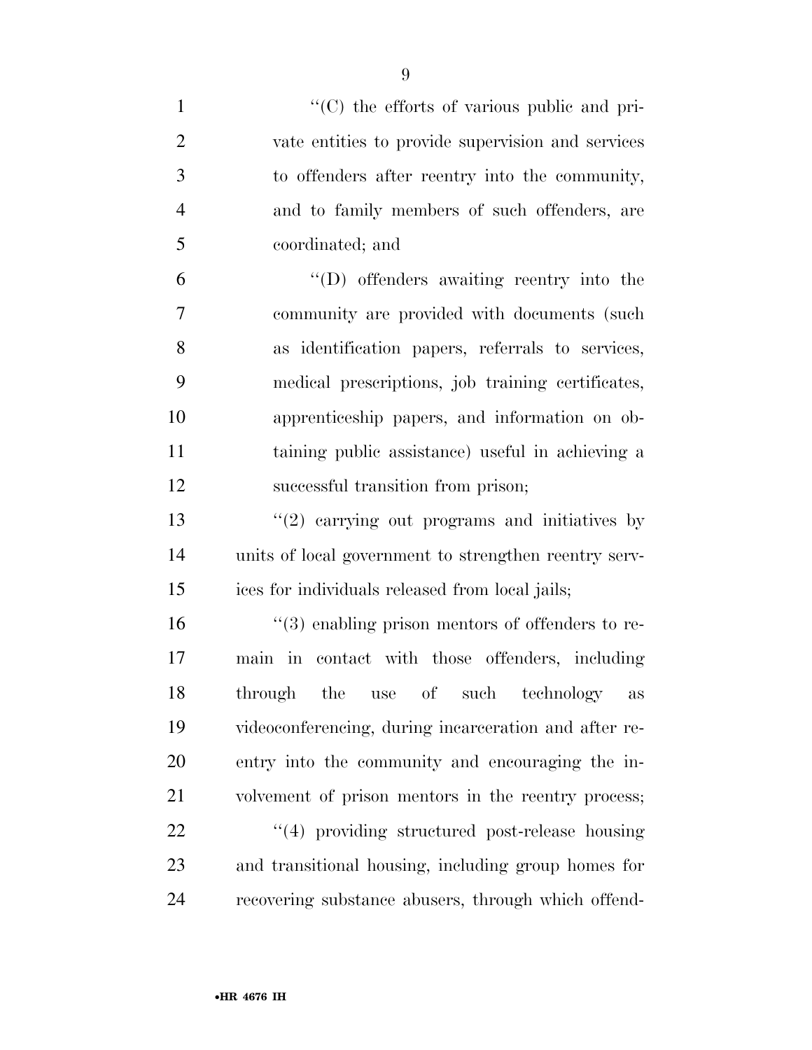''(C) the efforts of various public and private entities to provide supervision and services to offenders after reentry into the community, and to family members of such offenders, are coordinated; and

''(D) offenders awaiting reentry into the community are provided with documents (such as identification papers, referrals to services, medical prescriptions, job training certificates, apprenticeship papers, and information on obtaining public assistance) useful in achieving a successful transition from prison;

''(2) carrying out programs and initiatives by units of local government to strengthen reentry services for individuals released from local jails;

''(3) enabling prison mentors of offenders to remain in contact with those offenders, including through the use of such technology as videoconferencing, during incarceration and after reentry into the community and encouraging the involvement of prison mentors in the reentry process;

''(4) providing structured post-release housing and transitional housing, including group homes for recovering substance abusers, through which offend-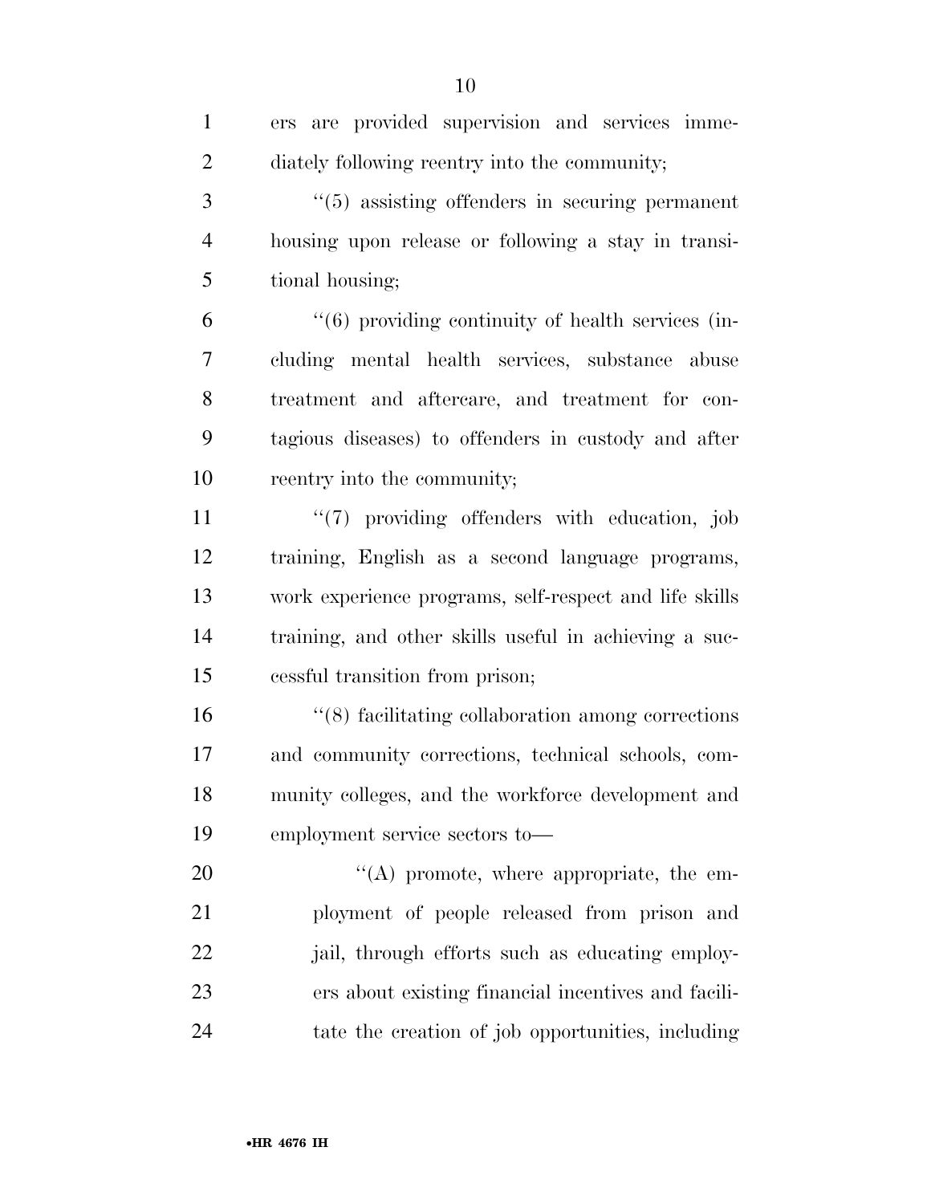ers are provided supervision and services immediately following reentry into the community;

''(5) assisting offenders in securing permanent housing upon release or following a stay in transitional housing;

''(6) providing continuity of health services (including mental health services, substance abuse treatment and aftercare, and treatment for contagious diseases) to offenders in custody and after reentry into the community;

''(7) providing offenders with education, job training, English as a second language programs, work experience programs, self-respect and life skills training, and other skills useful in achieving a successful transition from prison;

''(8) facilitating collaboration among corrections and community corrections, technical schools, community colleges, and the workforce development and employment service sectors to—

''(A) promote, where appropriate, the employment of people released from prison and jail, through efforts such as educating employers about existing financial incentives and facilitate the creation of job opportunities, including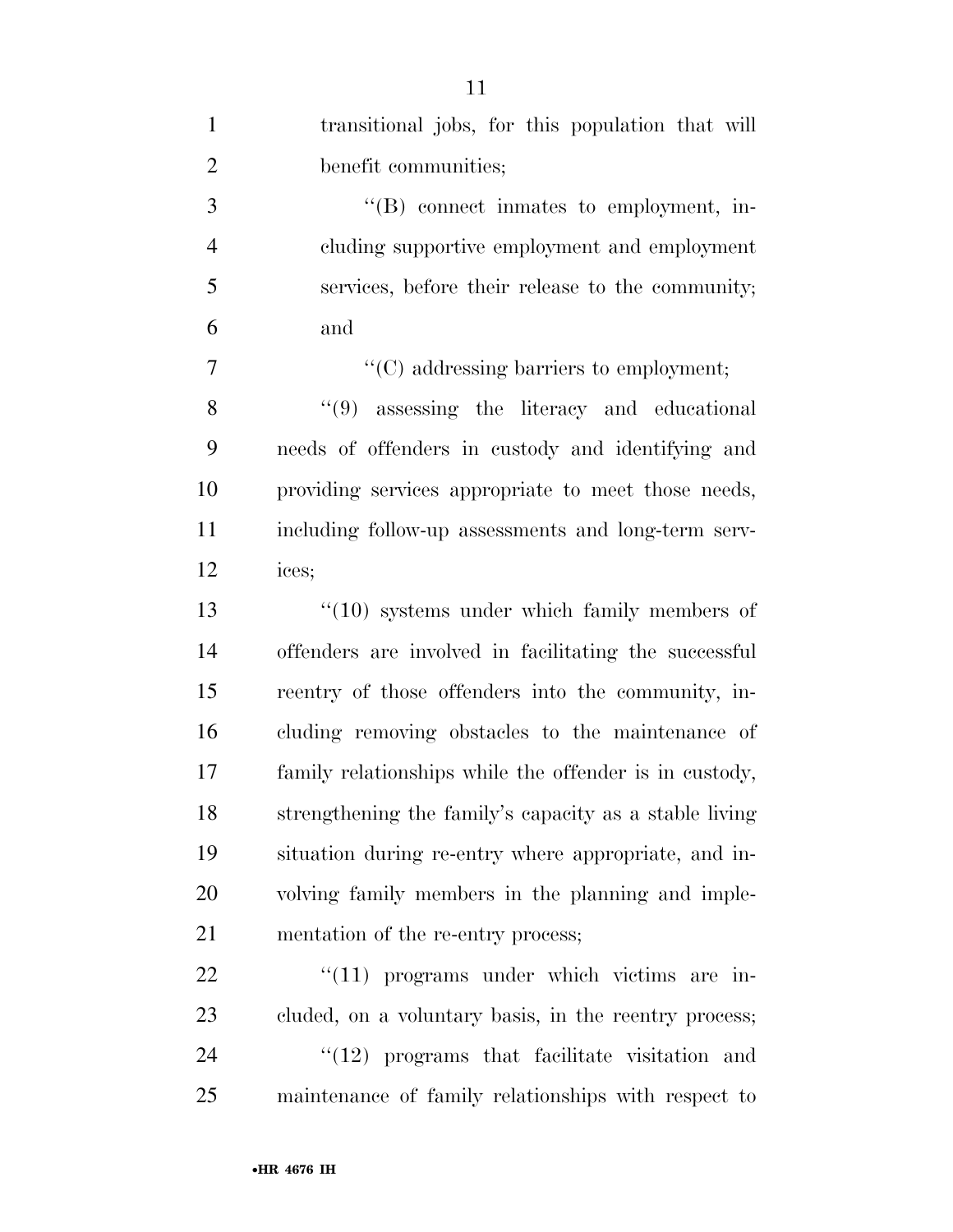transitional jobs, for this population that will benefit communities;

''(B) connect inmates to employment, including supportive employment and employment services, before their release to the community; and

''(C) addressing barriers to employment;

''(9) assessing the literacy and educational needs of offenders in custody and identifying and providing services appropriate to meet those needs, including follow-up assessments and long-term services;

''(10) systems under which family members of offenders are involved in facilitating the successful reentry of those offenders into the community, including removing obstacles to the maintenance of family relationships while the offender is in custody, strengthening the family's capacity as a stable living situation during re-entry where appropriate, and involving family members in the planning and implementation of the re-entry process;

''(11) programs under which victims are included, on a voluntary basis, in the reentry process;

''(12) programs that facilitate visitation and maintenance of family relationships with respect to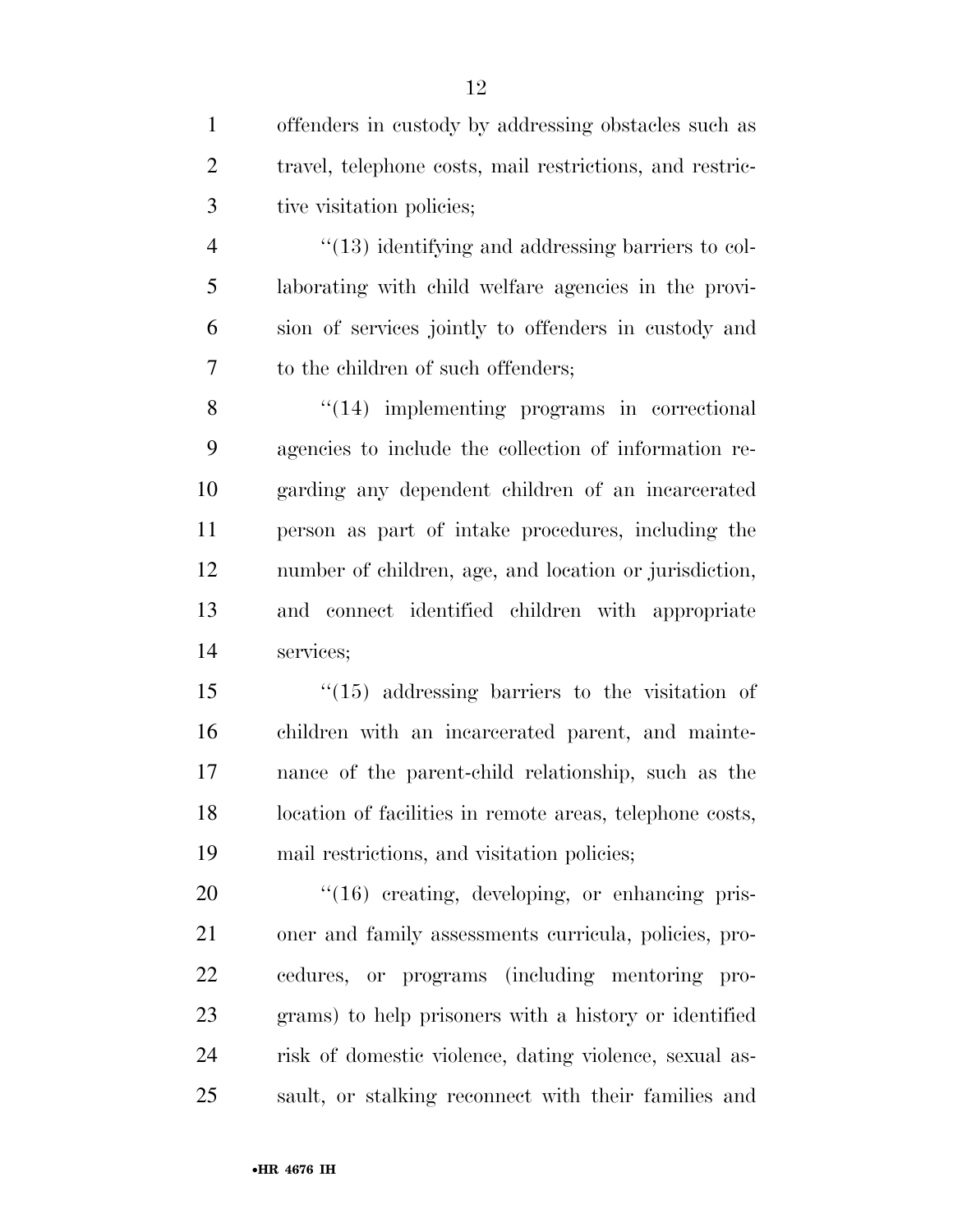offenders in custody by addressing obstacles such as travel, telephone costs, mail restrictions, and restrictive visitation policies;

''(13) identifying and addressing barriers to collaborating with child welfare agencies in the provision of services jointly to offenders in custody and to the children of such offenders;

''(14) implementing programs in correctional agencies to include the collection of information regarding any dependent children of an incarcerated person as part of intake procedures, including the number of children, age, and location or jurisdiction, and connect identified children with appropriate services;

''(15) addressing barriers to the visitation of children with an incarcerated parent, and maintenance of the parent-child relationship, such as the location of facilities in remote areas, telephone costs, mail restrictions, and visitation policies;

''(16) creating, developing, or enhancing prisoner and family assessments curricula, policies, procedures, or programs (including mentoring programs) to help prisoners with a history or identified risk of domestic violence, dating violence, sexual assault, or stalking reconnect with their families and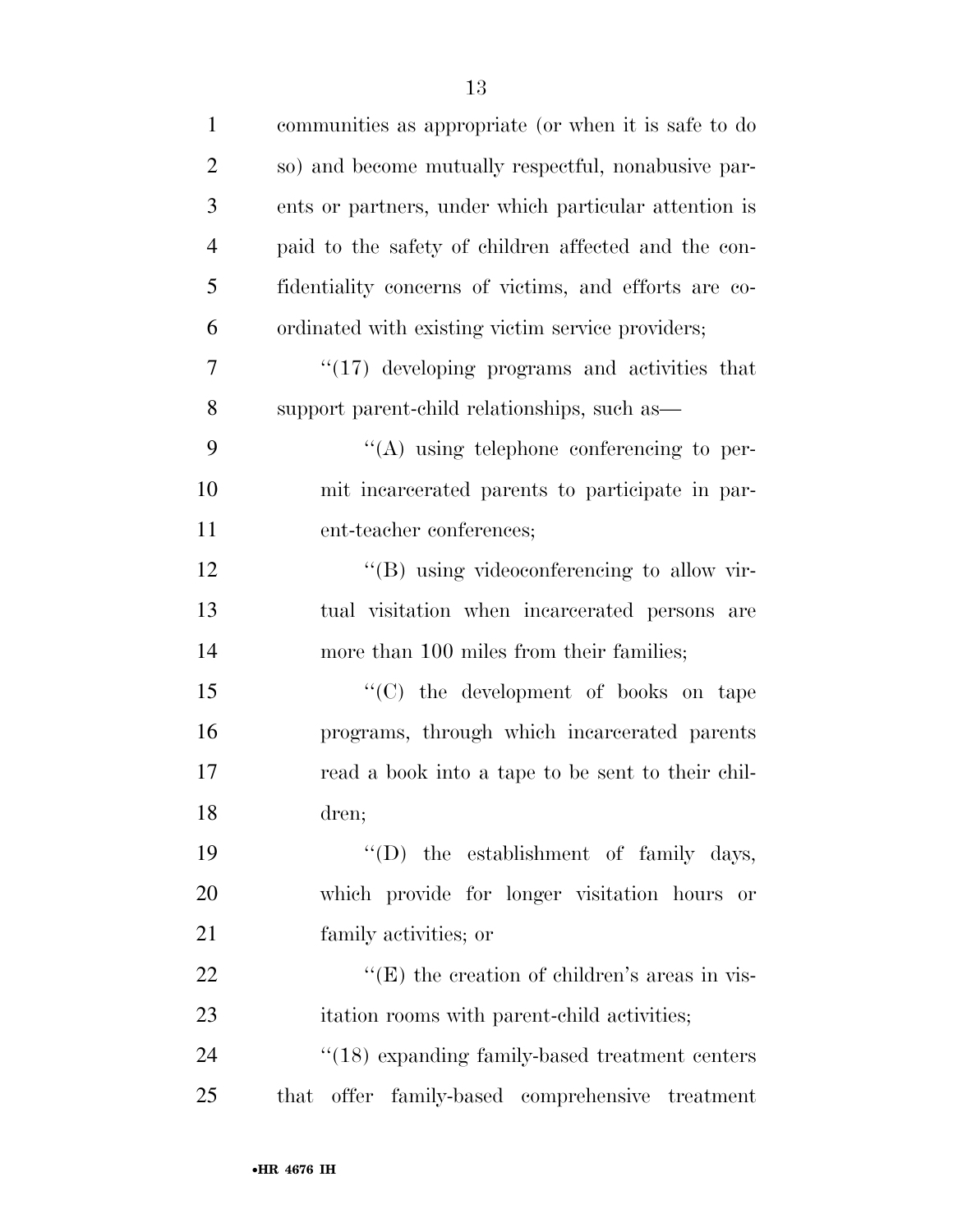communities as appropriate (or when it is safe to do so) and become mutually respectful, nonabusive parents or partners, under which particular attention is paid to the safety of children affected and the confidentiality concerns of victims, and efforts are coordinated with existing victim service providers;

"(17) developing programs and activities that support parent-child relationships, such as—

"(A) using telephone conferencing to permit incarcerated parents to participate in parent-teacher conferences;

"(B) using videoconferencing to allow virtual visitation when incarcerated persons are more than 100 miles from their families;

"(C) the development of books on tape programs, through which incarcerated parents read a book into a tape to be sent to their children;

"(D) the establishment of family days, which provide for longer visitation hours or family activities; or

"(E) the creation of children's areas in visitation rooms with parent-child activities;

"(18) expanding family-based treatment centers that offer family-based comprehensive treatment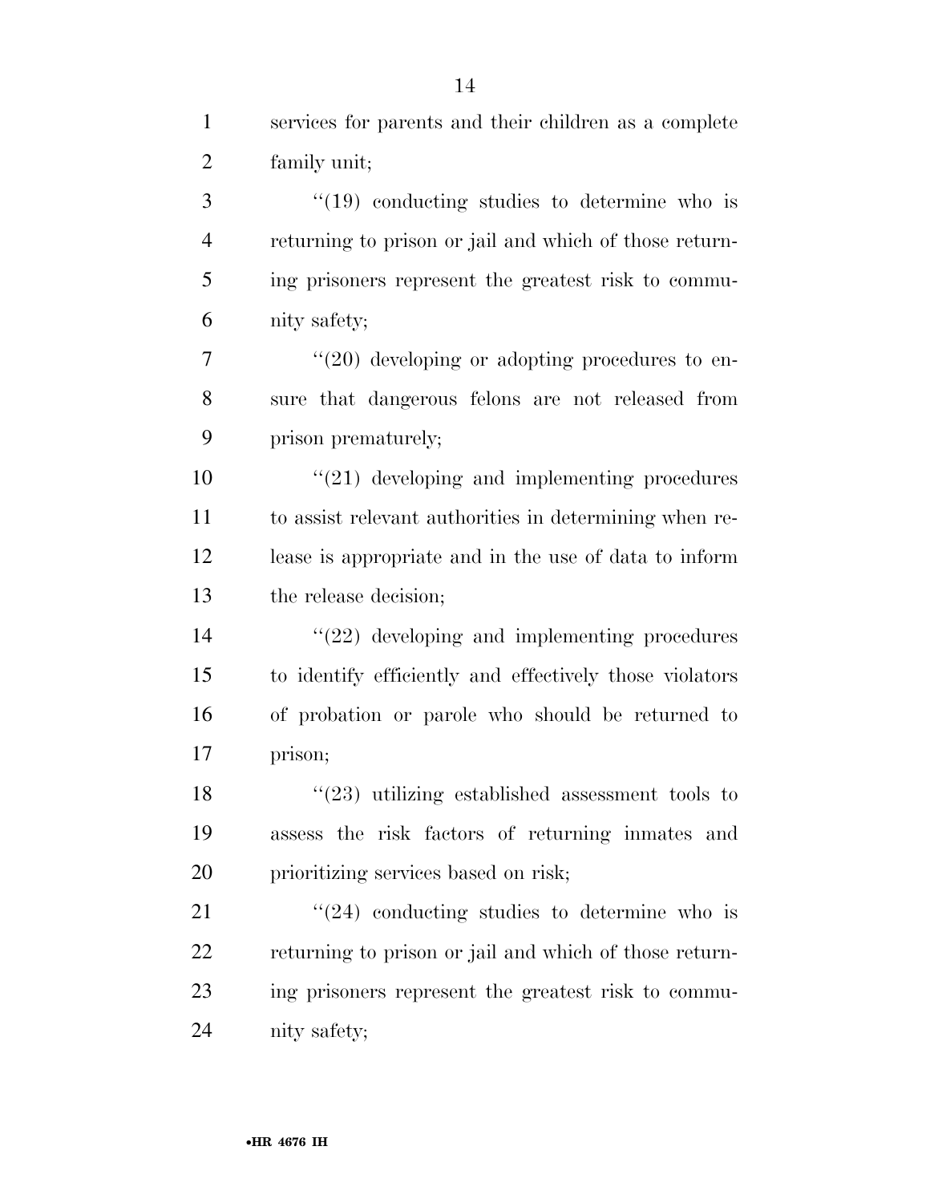services for parents and their children as a complete family unit;

''(19) conducting studies to determine who is returning to prison or jail and which of those returning prisoners represent the greatest risk to community safety;

''(20) developing or adopting procedures to ensure that dangerous felons are not released from prison prematurely;

''(21) developing and implementing procedures to assist relevant authorities in determining when release is appropriate and in the use of data to inform the release decision;

''(22) developing and implementing procedures to identify efficiently and effectively those violators of probation or parole who should be returned to prison;

''(23) utilizing established assessment tools to assess the risk factors of returning inmates and prioritizing services based on risk;

''(24) conducting studies to determine who is returning to prison or jail and which of those returning prisoners represent the greatest risk to community safety;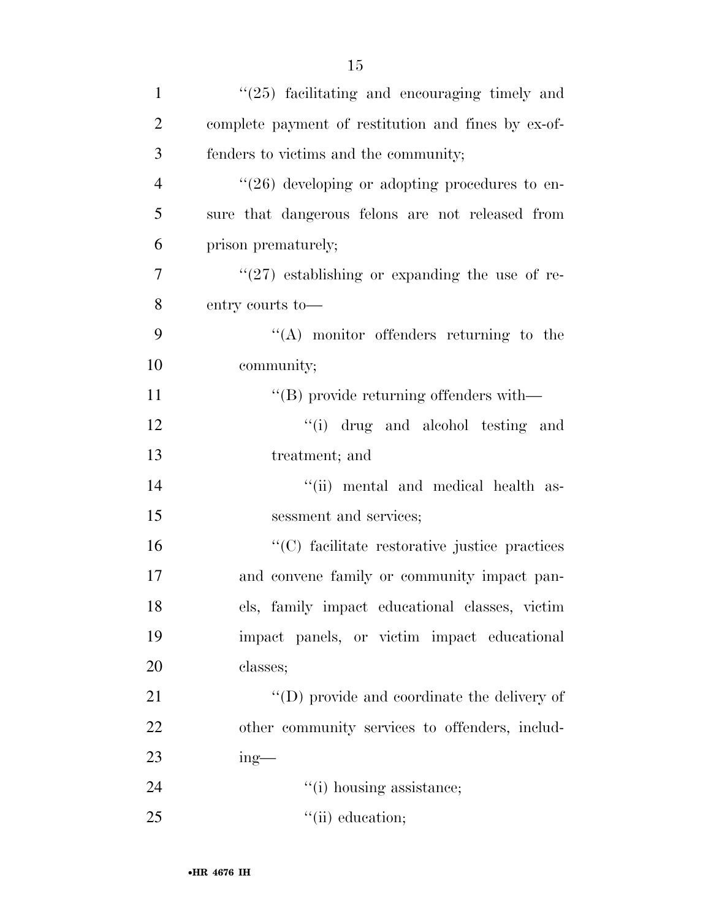"(25) facilitating and encouraging timely and complete payment of restitution and fines by ex-offenders to victims and the community;

"(26) developing or adopting procedures to ensure that dangerous felons are not released from prison prematurely;

"(27) establishing or expanding the use of reentry courts to—

"(A) monitor offenders returning to the community;

"(B) provide returning offenders with—

"(i) drug and alcohol testing and treatment; and

"(ii) mental and medical health assessment and services;

"(C) facilitate restorative justice practices and convene family or community impact panels, family impact educational classes, victim impact panels, or victim impact educational classes;

"(D) provide and coordinate the delivery of other community services to offenders, including—

"(i) housing assistance;

"(ii) education;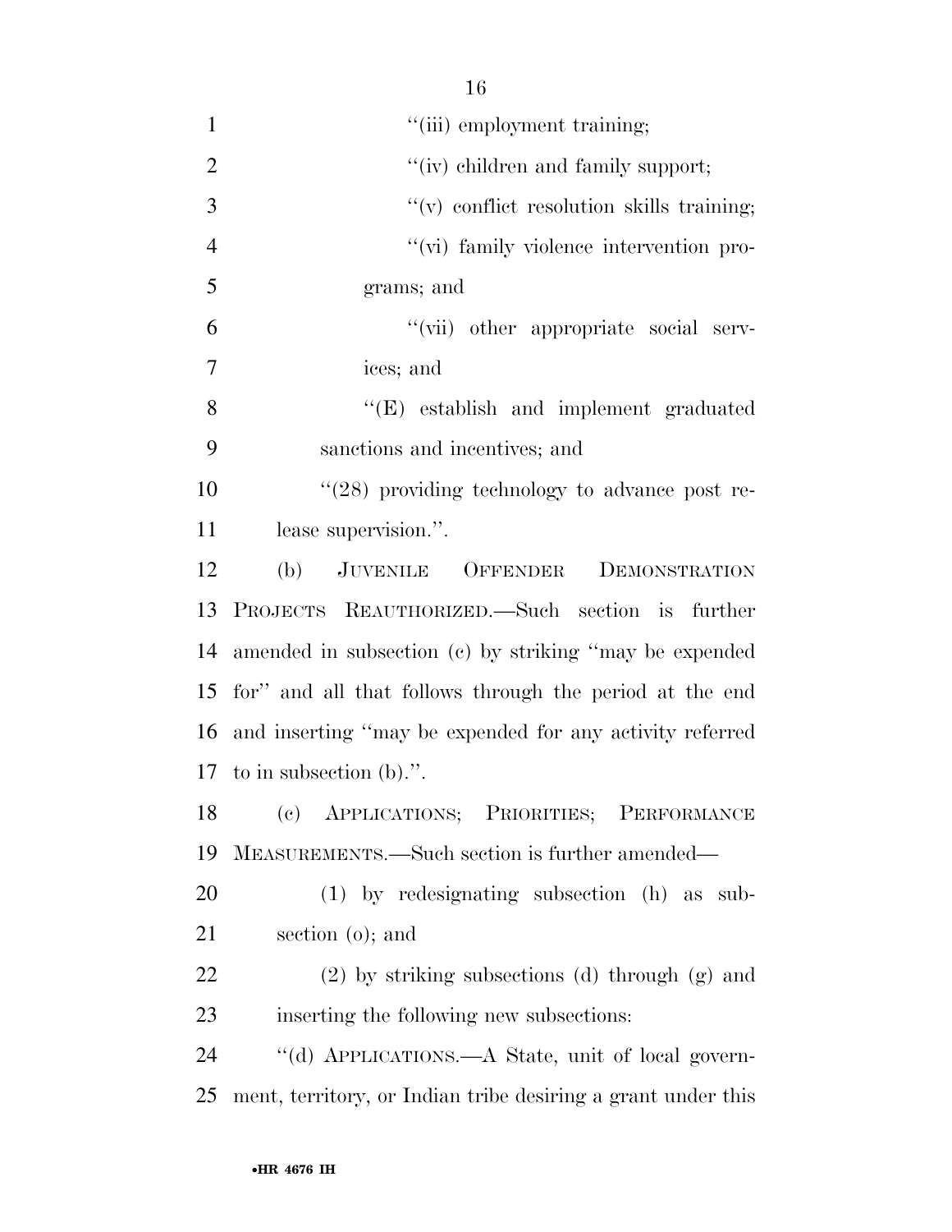"(iii) employment training;

"(iv) children and family support;

"(v) conflict resolution skills training;

"(vi) family violence intervention programs; and

"(vii) other appropriate social services; and

"(E) establish and implement graduated sanctions and incentives; and

"(28) providing technology to advance post release supervision.".

(b) JUVENILE OFFENDER DEMONSTRATION PROJECTS REAUTHORIZED.—Such section is further amended in subsection (c) by striking "may be expended for" and all that follows through the period at the end and inserting "may be expended for any activity referred to in subsection (b).".

(c) APPLICATIONS; PRIORITIES; PERFORMANCE MEASUREMENTS.—Such section is further amended—

(1) by redesignating subsection (h) as subsection (o); and

(2) by striking subsections (d) through (g) and inserting the following new subsections:

"(d) APPLICATIONS.—A State, unit of local government, territory, or Indian tribe desiring a grant under this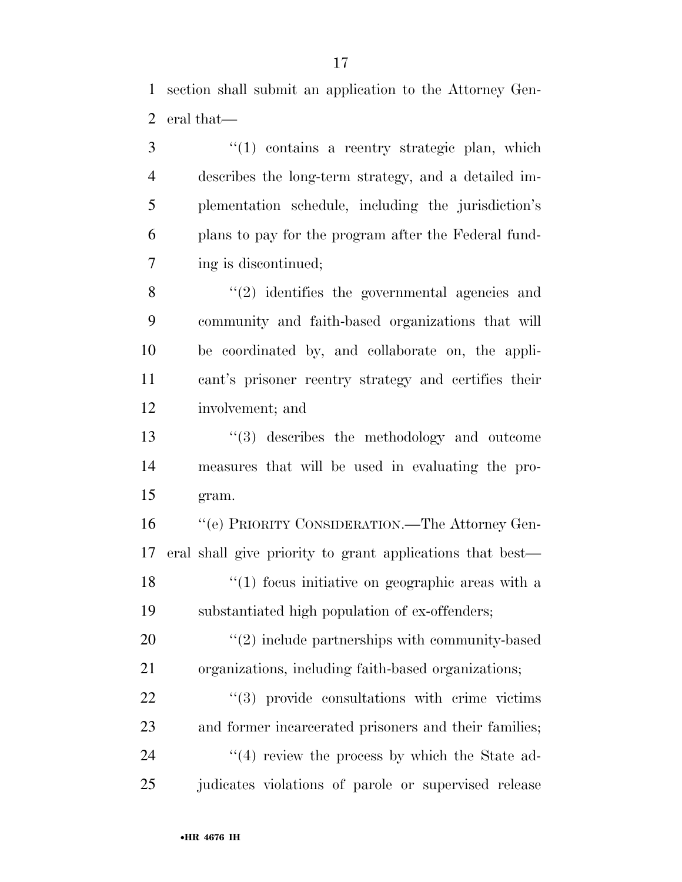section shall submit an application to the Attorney General that—

"(1) contains a reentry strategic plan, which describes the long-term strategy, and a detailed implementation schedule, including the jurisdiction's plans to pay for the program after the Federal funding is discontinued;

"(2) identifies the governmental agencies and community and faith-based organizations that will be coordinated by, and collaborate on, the applicant's prisoner reentry strategy and certifies their involvement; and

"(3) describes the methodology and outcome measures that will be used in evaluating the program.

"(e) PRIORITY CONSIDERATION.—The Attorney General shall give priority to grant applications that best—

"(1) focus initiative on geographic areas with a substantiated high population of ex-offenders;

"(2) include partnerships with community-based organizations, including faith-based organizations;

"(3) provide consultations with crime victims and former incarcerated prisoners and their families;

"(4) review the process by which the State adjudicates violations of parole or supervised release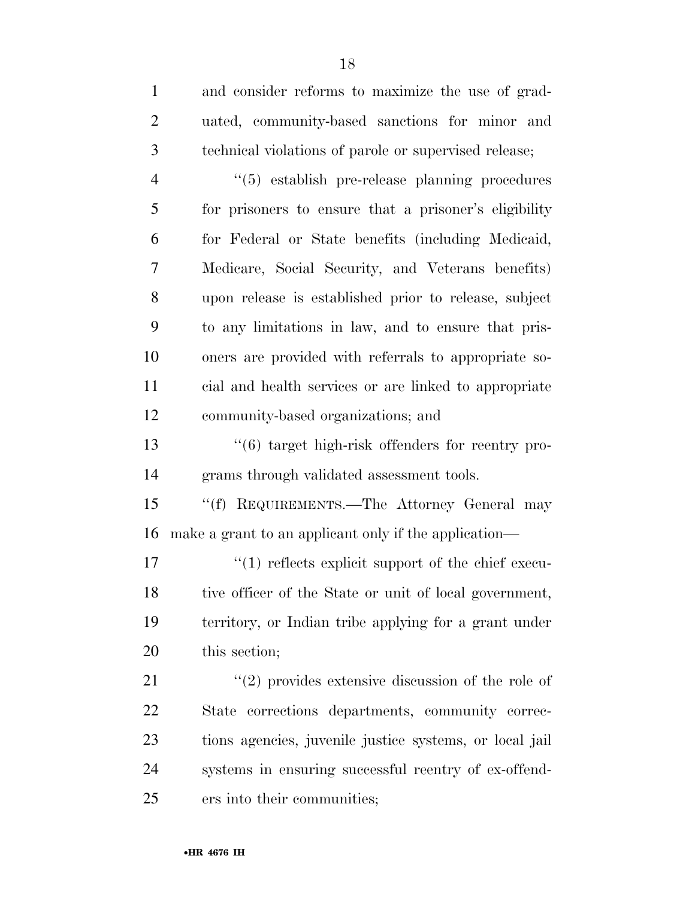and consider reforms to maximize the use of graduated, community-based sanctions for minor and technical violations of parole or supervised release;

"(5) establish pre-release planning procedures for prisoners to ensure that a prisoner's eligibility for Federal or State benefits (including Medicaid, Medicare, Social Security, and Veterans benefits) upon release is established prior to release, subject to any limitations in law, and to ensure that prisoners are provided with referrals to appropriate social and health services or are linked to appropriate community-based organizations; and

"(6) target high-risk offenders for reentry programs through validated assessment tools.

"(f) REQUIREMENTS.—The Attorney General may make a grant to an applicant only if the application—

"(1) reflects explicit support of the chief executive officer of the State or unit of local government, territory, or Indian tribe applying for a grant under this section;

"(2) provides extensive discussion of the role of State corrections departments, community corrections agencies, juvenile justice systems, or local jail systems in ensuring successful reentry of ex-offenders into their communities;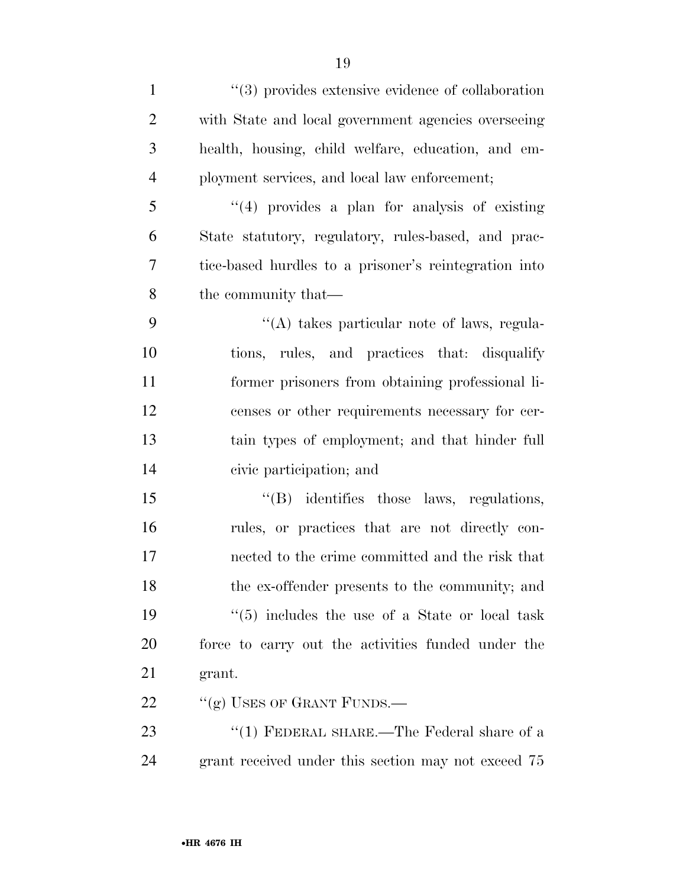"(3) provides extensive evidence of collaboration with State and local government agencies overseeing health, housing, child welfare, education, and employment services, and local law enforcement;

"(4) provides a plan for analysis of existing State statutory, regulatory, rules-based, and practice-based hurdles to a prisoner's reintegration into the community that—

"(A) takes particular note of laws, regulations, rules, and practices that: disqualify former prisoners from obtaining professional licenses or other requirements necessary for certain types of employment; and that hinder full civic participation; and

"(B) identifies those laws, regulations, rules, or practices that are not directly connected to the crime committed and the risk that the ex-offender presents to the community; and

"(5) includes the use of a State or local task force to carry out the activities funded under the grant.

"(g) USES OF GRANT FUNDS.—

"(1) FEDERAL SHARE.—The Federal share of a grant received under this section may not exceed 75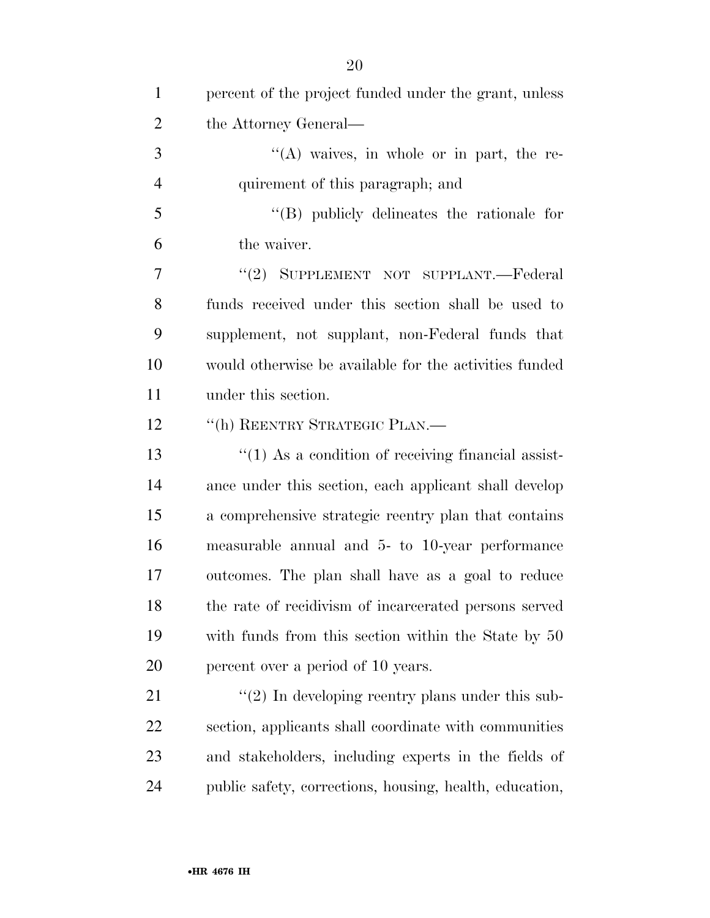percent of the project funded under the grant, unless the Attorney General—

''(A) waives, in whole or in part, the requirement of this paragraph; and

''(B) publicly delineates the rationale for the waiver.

''(2) SUPPLEMENT NOT SUPPLANT.—Federal funds received under this section shall be used to supplement, not supplant, non-Federal funds that would otherwise be available for the activities funded under this section.

''(h) REENTRY STRATEGIC PLAN.—

''(1) As a condition of receiving financial assistance under this section, each applicant shall develop a comprehensive strategic reentry plan that contains measurable annual and 5- to 10-year performance outcomes. The plan shall have as a goal to reduce the rate of recidivism of incarcerated persons served with funds from this section within the State by 50 percent over a period of 10 years.

''(2) In developing reentry plans under this subsection, applicants shall coordinate with communities and stakeholders, including experts in the fields of public safety, corrections, housing, health, education,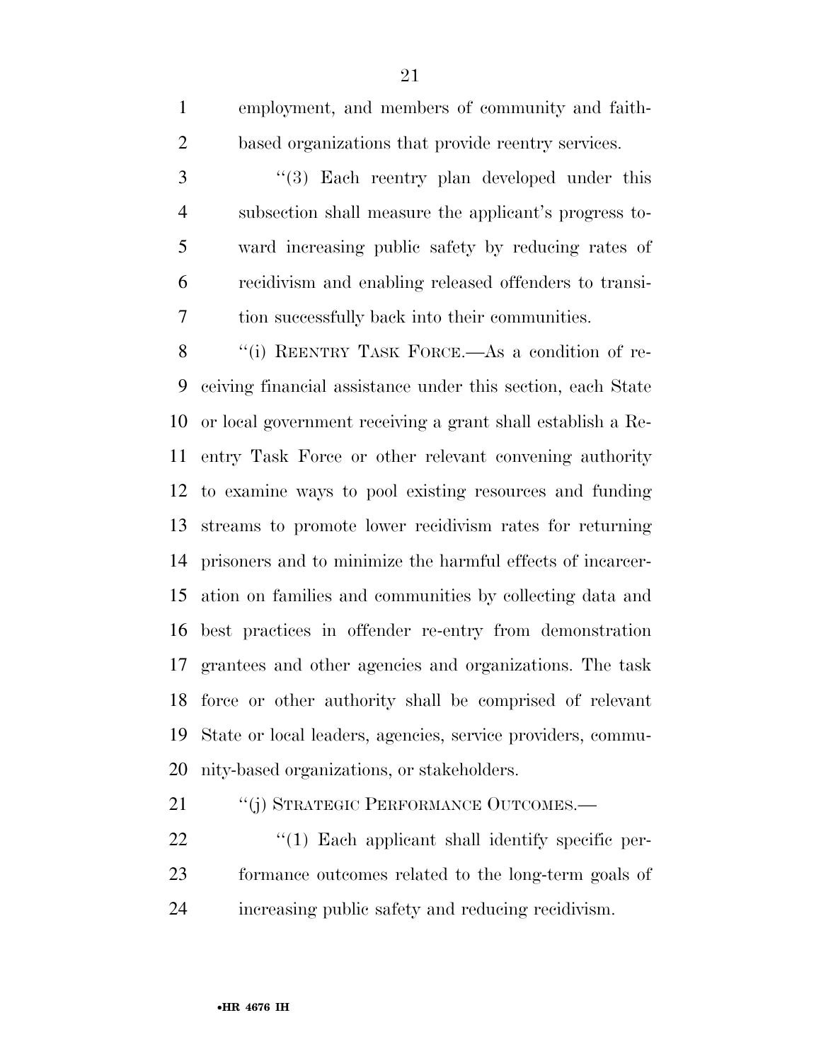employment, and members of community and faith-based organizations that provide reentry services.

''(3) Each reentry plan developed under this subsection shall measure the applicant's progress toward increasing public safety by reducing rates of recidivism and enabling released offenders to transition successfully back into their communities.

''(i) REENTRY TASK FORCE.—As a condition of receiving financial assistance under this section, each State or local government receiving a grant shall establish a Reentry Task Force or other relevant convening authority to examine ways to pool existing resources and funding streams to promote lower recidivism rates for returning prisoners and to minimize the harmful effects of incarceration on families and communities by collecting data and best practices in offender re-entry from demonstration grantees and other agencies and organizations. The task force or other authority shall be comprised of relevant State or local leaders, agencies, service providers, community-based organizations, or stakeholders.

''(j) STRATEGIC PERFORMANCE OUTCOMES.—

''(1) Each applicant shall identify specific performance outcomes related to the long-term goals of increasing public safety and reducing recidivism.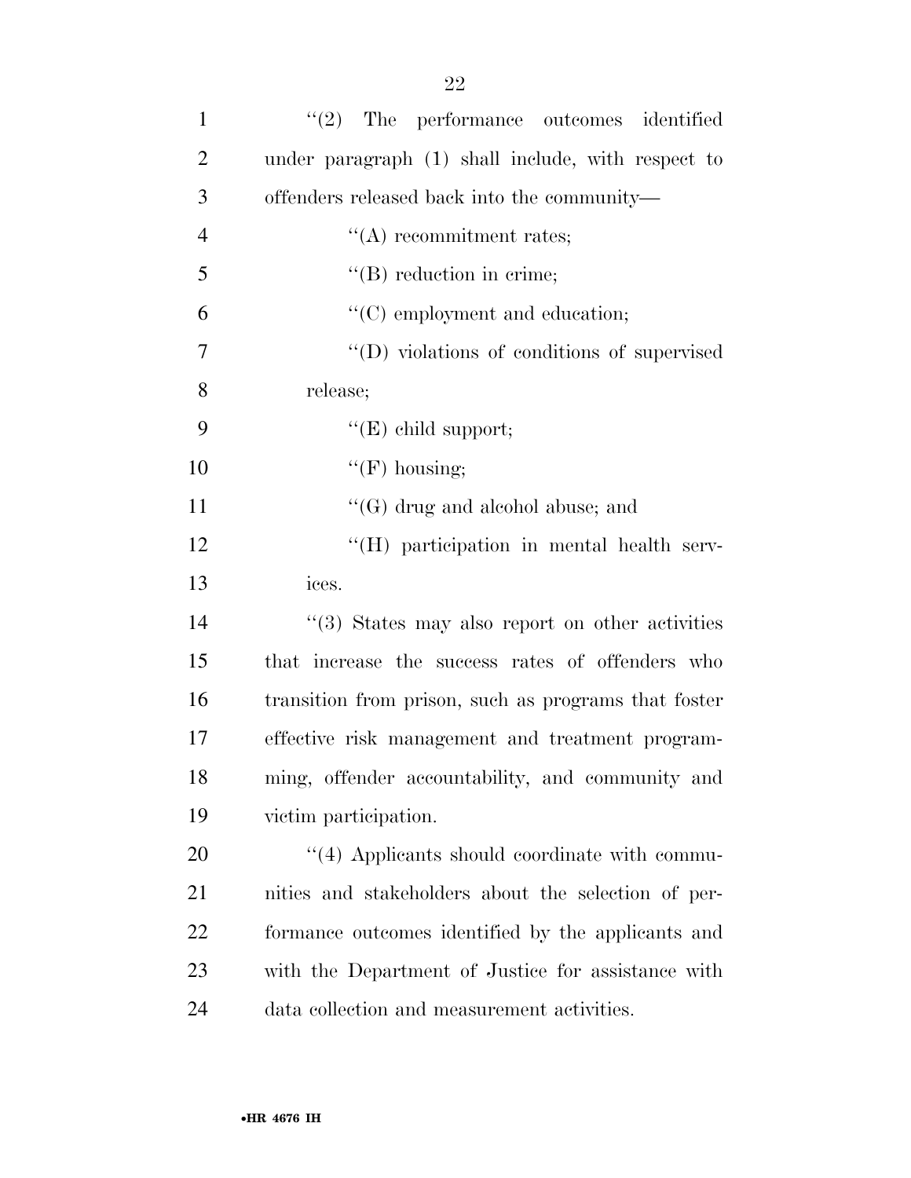''(2) The performance outcomes identified under paragraph (1) shall include, with respect to offenders released back into the community—

''(A) recommitment rates;

''(B) reduction in crime;

''(C) employment and education;

''(D) violations of conditions of supervised release;

''(E) child support;

''(F) housing;

''(G) drug and alcohol abuse; and

''(H) participation in mental health services.

''(3) States may also report on other activities that increase the success rates of offenders who transition from prison, such as programs that foster effective risk management and treatment programming, offender accountability, and community and victim participation.

''(4) Applicants should coordinate with communities and stakeholders about the selection of performance outcomes identified by the applicants and with the Department of Justice for assistance with data collection and measurement activities.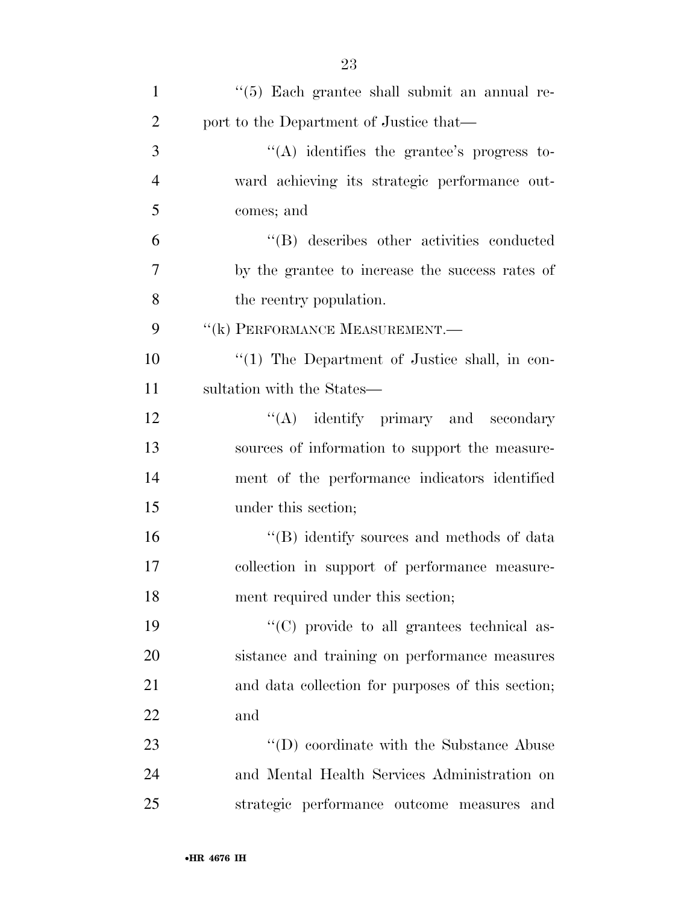''(5) Each grantee shall submit an annual report to the Department of Justice that—

''(A) identifies the grantee's progress toward achieving its strategic performance outcomes; and

''(B) describes other activities conducted by the grantee to increase the success rates of the reentry population.

''(k) PERFORMANCE MEASUREMENT.—

''(1) The Department of Justice shall, in consultation with the States—

''(A) identify primary and secondary sources of information to support the measurement of the performance indicators identified under this section;

''(B) identify sources and methods of data collection in support of performance measurement required under this section;

''(C) provide to all grantees technical assistance and training on performance measures and data collection for purposes of this section; and

''(D) coordinate with the Substance Abuse and Mental Health Services Administration on strategic performance outcome measures and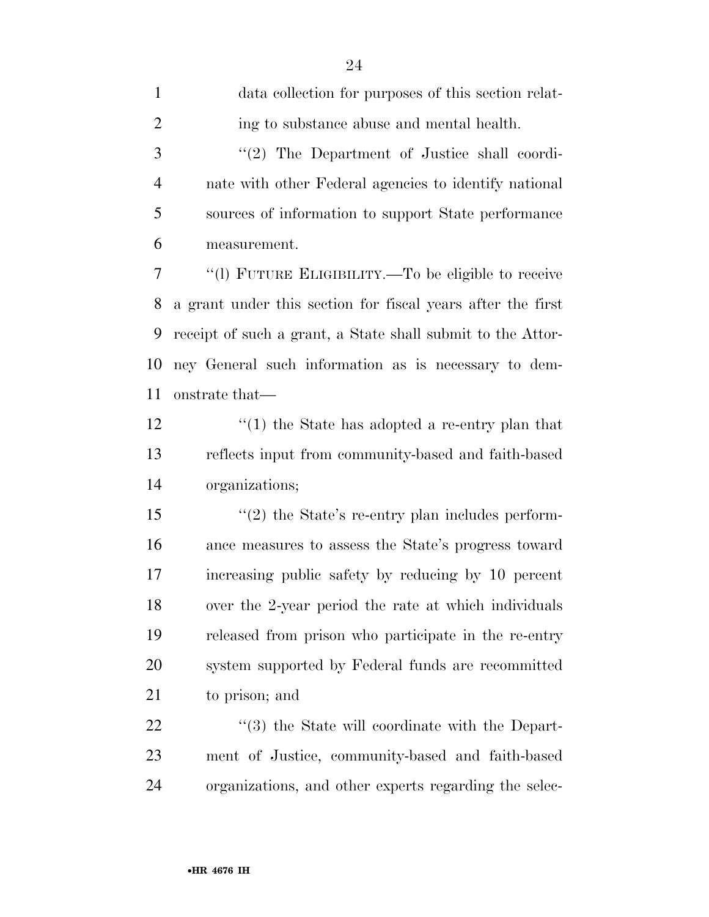data collection for purposes of this section relating to substance abuse and mental health.

''(2) The Department of Justice shall coordinate with other Federal agencies to identify national sources of information to support State performance measurement.

''(l) FUTURE ELIGIBILITY.—To be eligible to receive a grant under this section for fiscal years after the first receipt of such a grant, a State shall submit to the Attorney General such information as is necessary to demonstrate that—

''(1) the State has adopted a re-entry plan that reflects input from community-based and faith-based organizations;

''(2) the State's re-entry plan includes performance measures to assess the State's progress toward increasing public safety by reducing by 10 percent over the 2-year period the rate at which individuals released from prison who participate in the re-entry system supported by Federal funds are recommitted to prison; and

''(3) the State will coordinate with the Department of Justice, community-based and faith-based organizations, and other experts regarding the selec-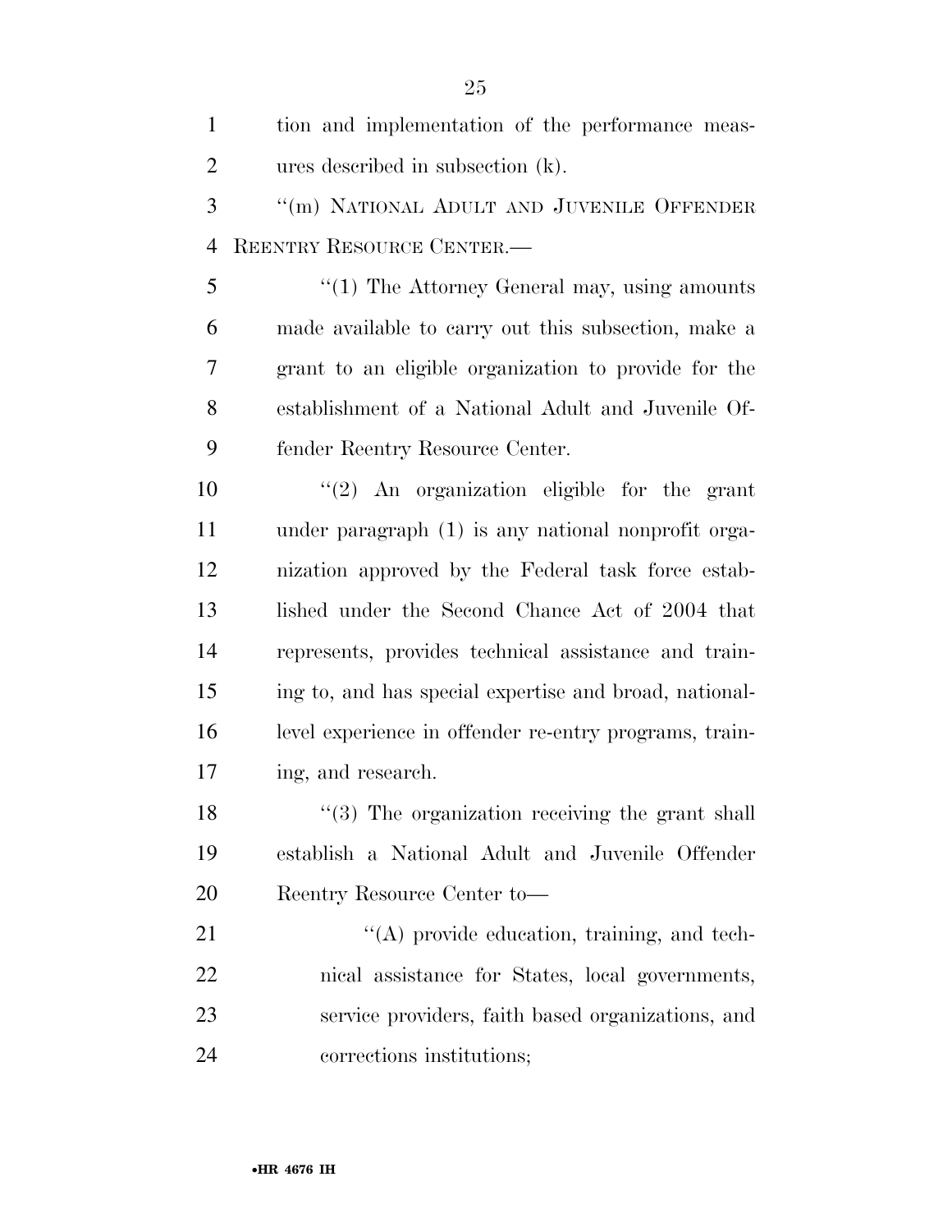tion and implementation of the performance measures described in subsection (k).

''(m) NATIONAL ADULT AND JUVENILE OFFENDER REENTRY RESOURCE CENTER.—

''(1) The Attorney General may, using amounts made available to carry out this subsection, make a grant to an eligible organization to provide for the establishment of a National Adult and Juvenile Offender Reentry Resource Center.

''(2) An organization eligible for the grant under paragraph (1) is any national nonprofit organization approved by the Federal task force established under the Second Chance Act of 2004 that represents, provides technical assistance and training to, and has special expertise and broad, national-level experience in offender re-entry programs, training, and research.

''(3) The organization receiving the grant shall establish a National Adult and Juvenile Offender Reentry Resource Center to—

''(A) provide education, training, and technical assistance for States, local governments, service providers, faith based organizations, and corrections institutions;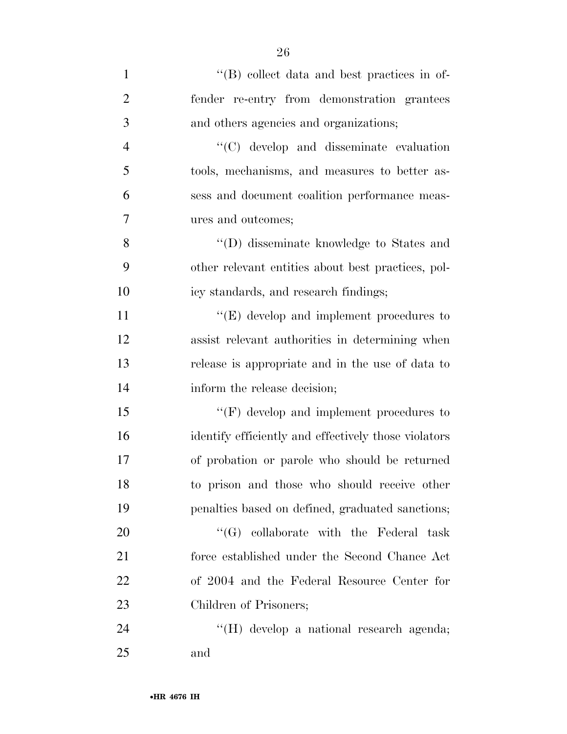"(B) collect data and best practices in offender re-entry from demonstration grantees and others agencies and organizations;

"(C) develop and disseminate evaluation tools, mechanisms, and measures to better assess and document coalition performance measures and outcomes;

"(D) disseminate knowledge to States and other relevant entities about best practices, policy standards, and research findings;

"(E) develop and implement procedures to assist relevant authorities in determining when release is appropriate and in the use of data to inform the release decision;

"(F) develop and implement procedures to identify efficiently and effectively those violators of probation or parole who should be returned to prison and those who should receive other penalties based on defined, graduated sanctions;

"(G) collaborate with the Federal task force established under the Second Chance Act of 2004 and the Federal Resource Center for Children of Prisoners;

"(H) develop a national research agenda; and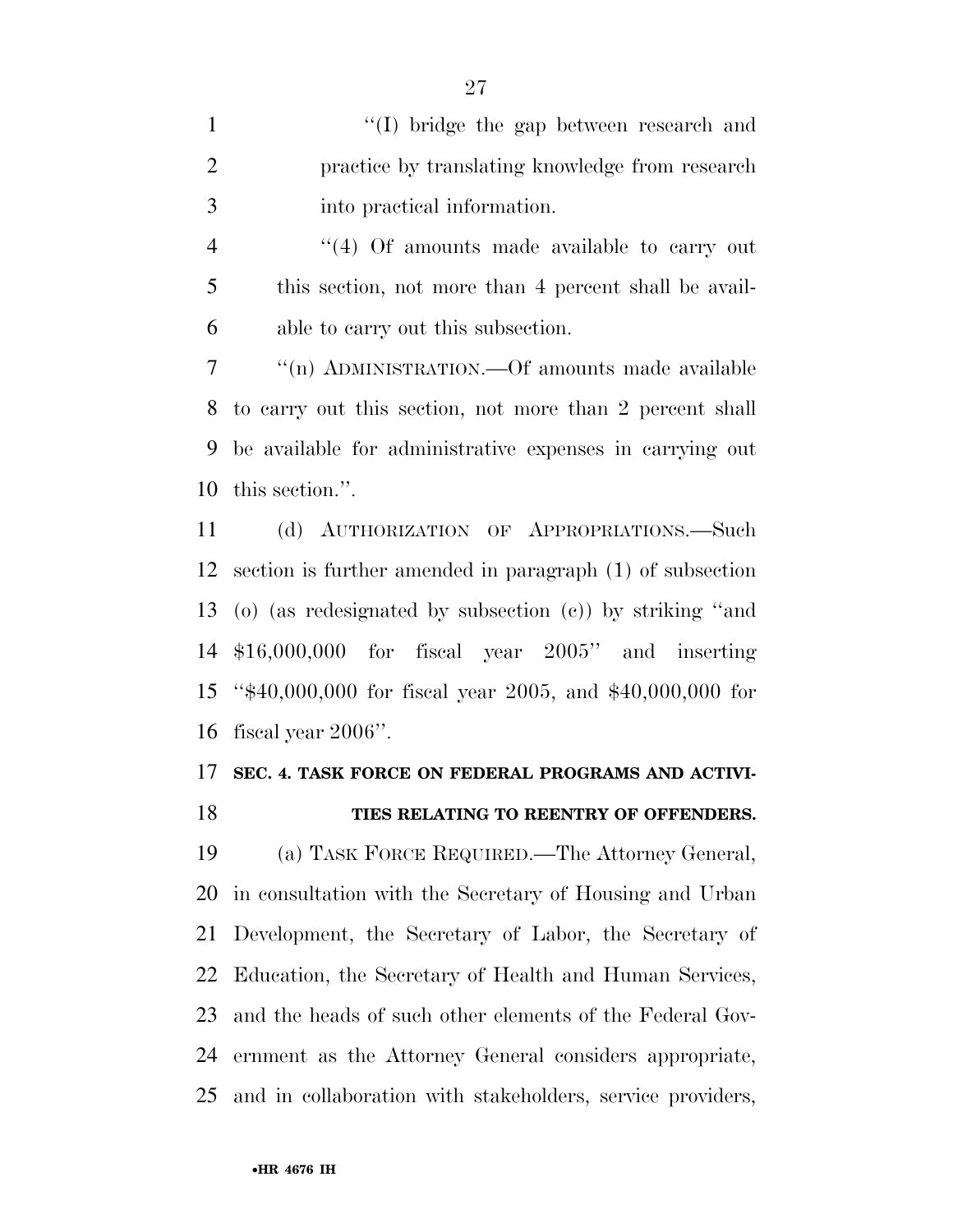"(I) bridge the gap between research and practice by translating knowledge from research into practical information.

"(4) Of amounts made available to carry out this section, not more than 4 percent shall be available to carry out this subsection.

"(n) ADMINISTRATION.—Of amounts made available to carry out this section, not more than 2 percent shall be available for administrative expenses in carrying out this section.".

(d) AUTHORIZATION OF APPROPRIATIONS.—Such section is further amended in paragraph (1) of subsection (o) (as redesignated by subsection (c)) by striking "and $16,000,000 for fiscal year 2005" and inserting "$40,000,000 for fiscal year 2005, and $40,000,000 for fiscal year 2006".

**SEC. 4. TASK FORCE ON FEDERAL PROGRAMS AND ACTIVITIES RELATING TO REENTRY OF OFFENDERS.**

(a) TASK FORCE REQUIRED.—The Attorney General, in consultation with the Secretary of Housing and Urban Development, the Secretary of Labor, the Secretary of Education, the Secretary of Health and Human Services, and the heads of such other elements of the Federal Government as the Attorney General considers appropriate, and in collaboration with stakeholders, service providers,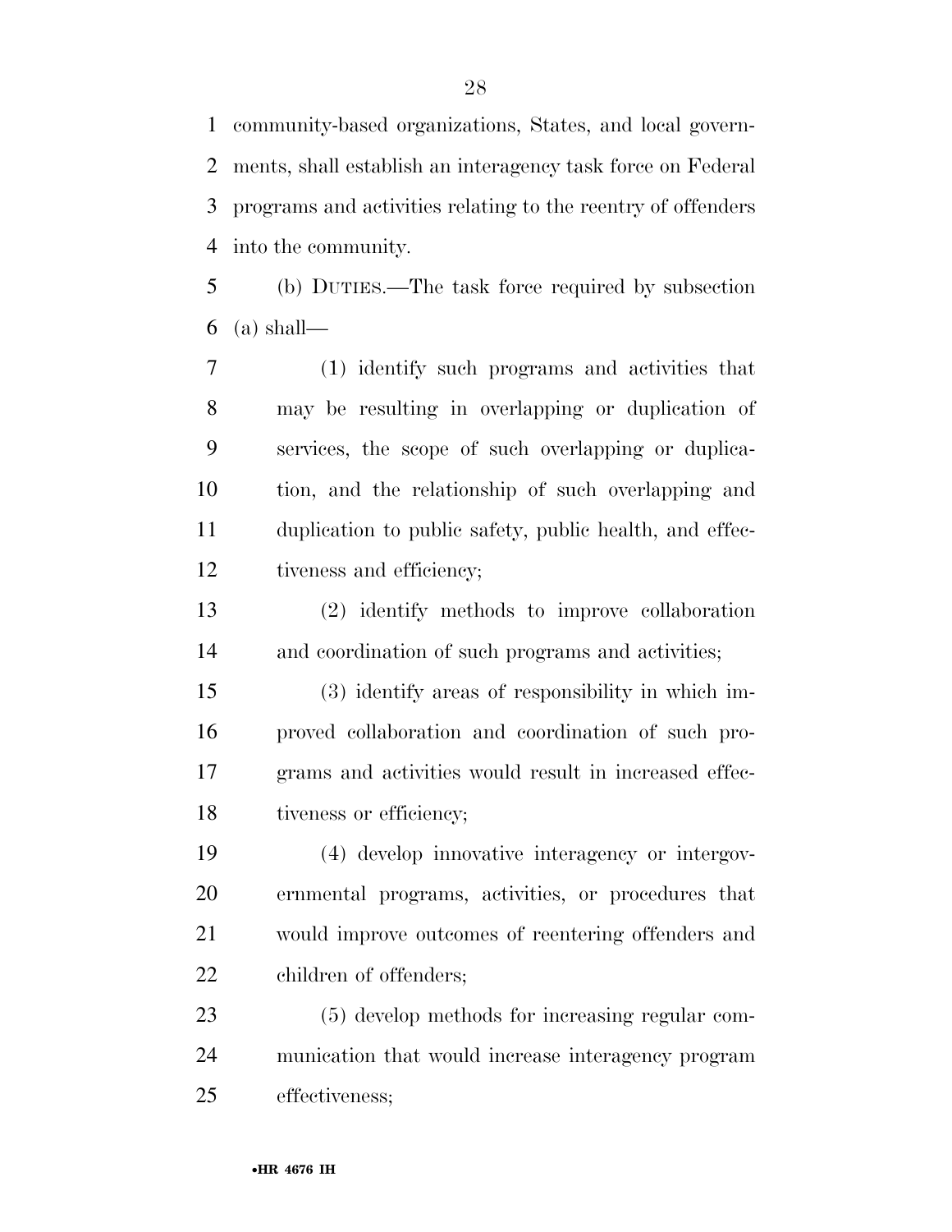community-based organizations, States, and local governments, shall establish an interagency task force on Federal programs and activities relating to the reentry of offenders into the community.

(b) DUTIES.—The task force required by subsection (a) shall—

(1) identify such programs and activities that may be resulting in overlapping or duplication of services, the scope of such overlapping or duplication, and the relationship of such overlapping and duplication to public safety, public health, and effectiveness and efficiency;

(2) identify methods to improve collaboration and coordination of such programs and activities;

(3) identify areas of responsibility in which improved collaboration and coordination of such programs and activities would result in increased effectiveness or efficiency;

(4) develop innovative interagency or intergovernmental programs, activities, or procedures that would improve outcomes of reentering offenders and children of offenders;

(5) develop methods for increasing regular communication that would increase interagency program effectiveness;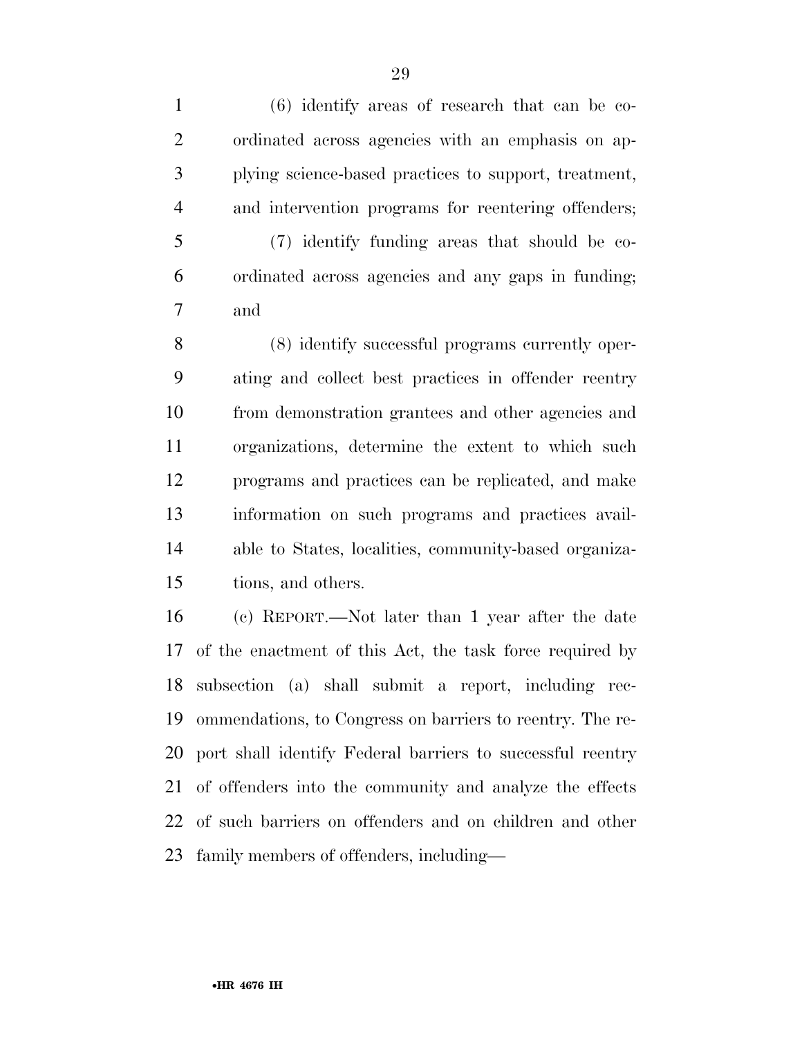(6) identify areas of research that can be coordinated across agencies with an emphasis on applying science-based practices to support, treatment, and intervention programs for reentering offenders;

(7) identify funding areas that should be coordinated across agencies and any gaps in funding; and

(8) identify successful programs currently operating and collect best practices in offender reentry from demonstration grantees and other agencies and organizations, determine the extent to which such programs and practices can be replicated, and make information on such programs and practices available to States, localities, community-based organizations, and others.

(c) REPORT.—Not later than 1 year after the date of the enactment of this Act, the task force required by subsection (a) shall submit a report, including recommendations, to Congress on barriers to reentry. The report shall identify Federal barriers to successful reentry of offenders into the community and analyze the effects of such barriers on offenders and on children and other family members of offenders, including—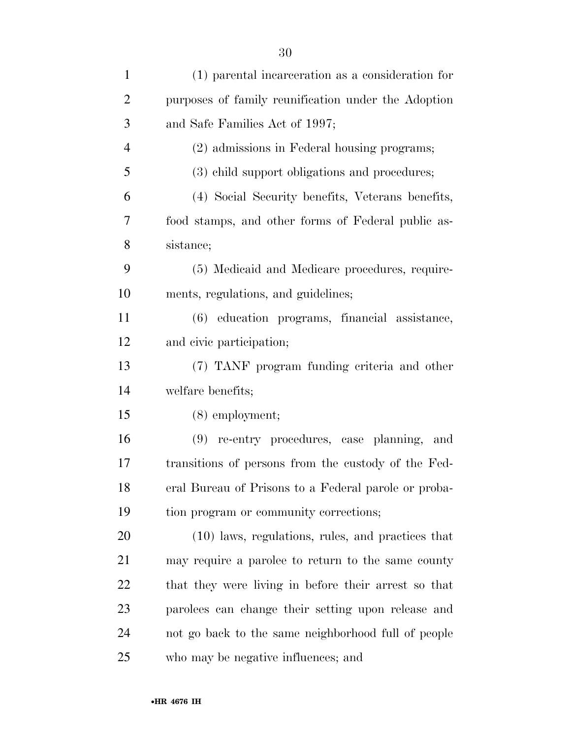(1) parental incarceration as a consideration for purposes of family reunification under the Adoption and Safe Families Act of 1997;

(2) admissions in Federal housing programs;

(3) child support obligations and procedures;

(4) Social Security benefits, Veterans benefits, food stamps, and other forms of Federal public assistance;

(5) Medicaid and Medicare procedures, requirements, regulations, and guidelines;

(6) education programs, financial assistance, and civic participation;

(7) TANF program funding criteria and other welfare benefits;

(8) employment;

(9) re-entry procedures, case planning, and transitions of persons from the custody of the Federal Bureau of Prisons to a Federal parole or probation program or community corrections;

(10) laws, regulations, rules, and practices that may require a parolee to return to the same county that they were living in before their arrest so that parolees can change their setting upon release and not go back to the same neighborhood full of people who may be negative influences; and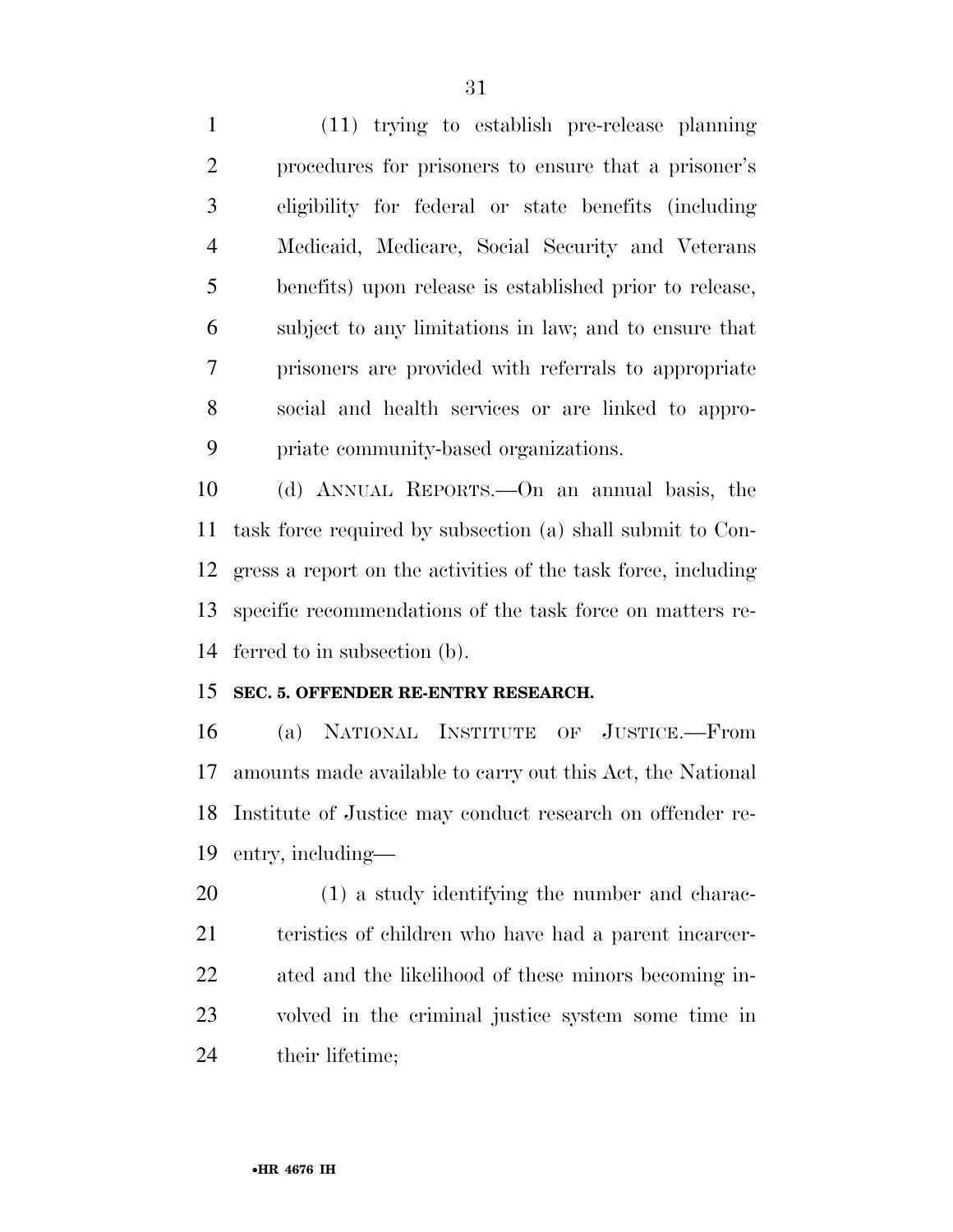(11) trying to establish pre-release planning procedures for prisoners to ensure that a prisoner's eligibility for federal or state benefits (including Medicaid, Medicare, Social Security and Veterans benefits) upon release is established prior to release, subject to any limitations in law; and to ensure that prisoners are provided with referrals to appropriate social and health services or are linked to appropriate community-based organizations.

(d) ANNUAL REPORTS.—On an annual basis, the task force required by subsection (a) shall submit to Congress a report on the activities of the task force, including specific recommendations of the task force on matters referred to in subsection (b).

**SEC. 5. OFFENDER RE-ENTRY RESEARCH.**

(a) NATIONAL INSTITUTE OF JUSTICE.—From amounts made available to carry out this Act, the National Institute of Justice may conduct research on offender re-entry, including—

(1) a study identifying the number and characteristics of children who have had a parent incarcerated and the likelihood of these minors becoming involved in the criminal justice system some time in their lifetime;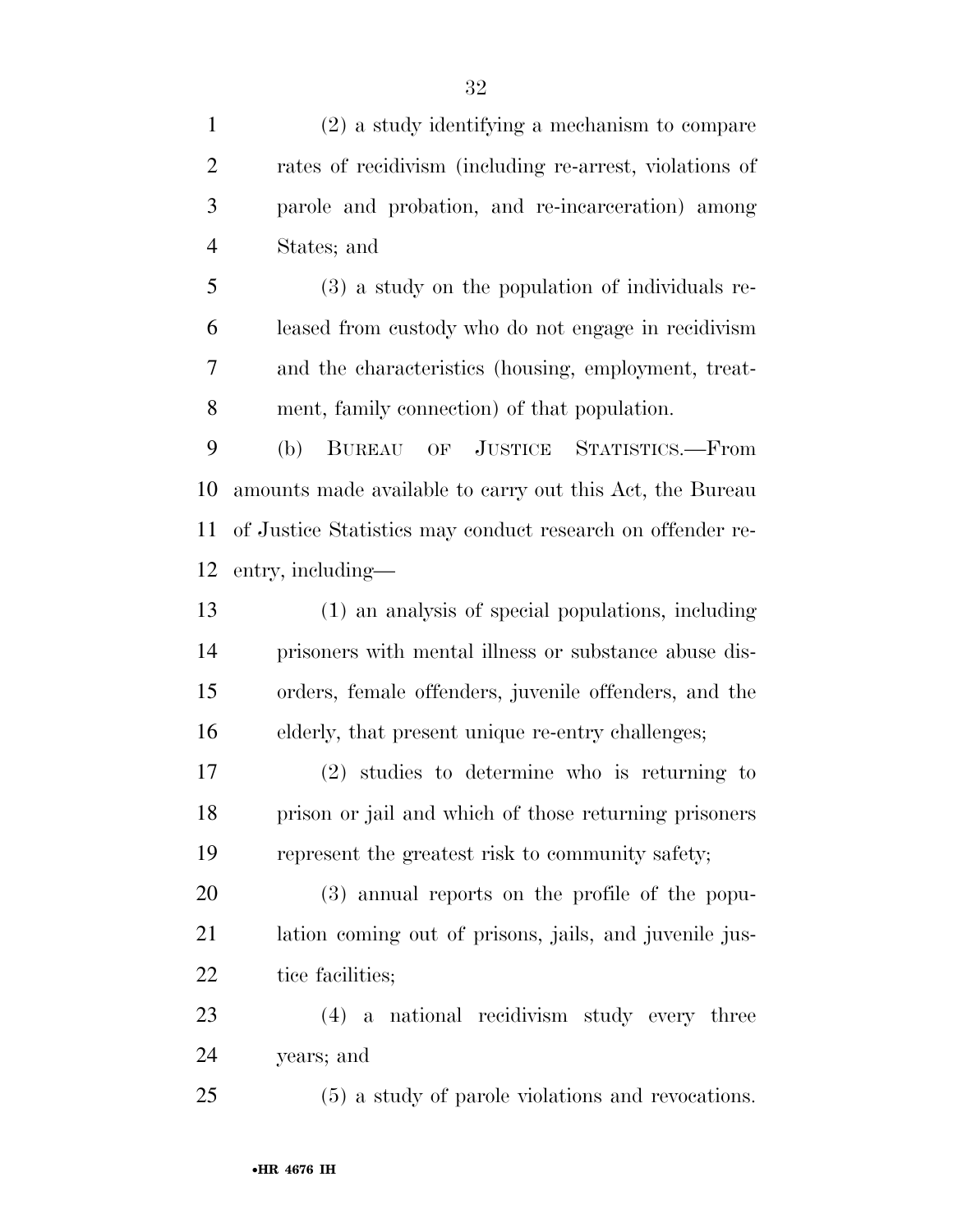(2) a study identifying a mechanism to compare rates of recidivism (including re-arrest, violations of parole and probation, and re-incarceration) among States; and

(3) a study on the population of individuals released from custody who do not engage in recidivism and the characteristics (housing, employment, treatment, family connection) of that population.

(b) BUREAU OF JUSTICE STATISTICS.—From amounts made available to carry out this Act, the Bureau of Justice Statistics may conduct research on offender re-entry, including—

(1) an analysis of special populations, including prisoners with mental illness or substance abuse disorders, female offenders, juvenile offenders, and the elderly, that present unique re-entry challenges;

(2) studies to determine who is returning to prison or jail and which of those returning prisoners represent the greatest risk to community safety;

(3) annual reports on the profile of the population coming out of prisons, jails, and juvenile justice facilities;

(4) a national recidivism study every three years; and

(5) a study of parole violations and revocations.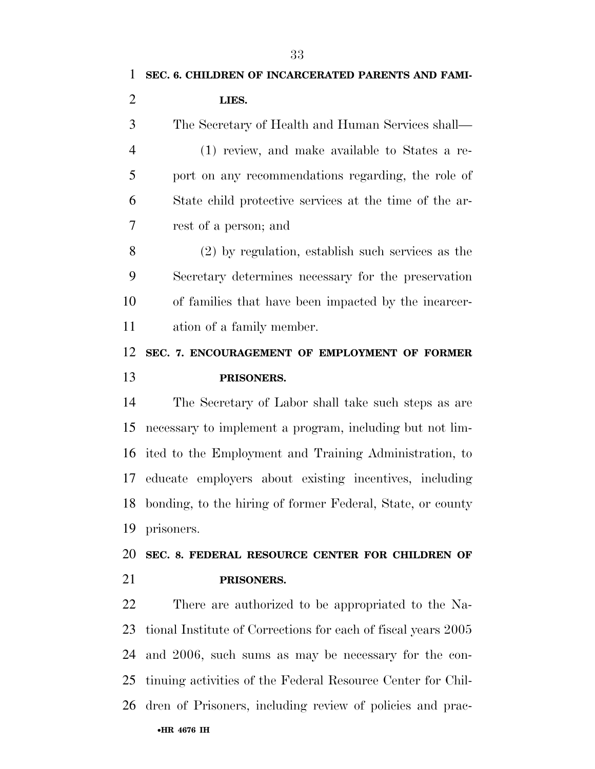**SEC. 6. CHILDREN OF INCARCERATED PARENTS AND FAMILIES.**

The Secretary of Health and Human Services shall—

(1) review, and make available to States a report on any recommendations regarding, the role of State child protective services at the time of the arrest of a person; and

(2) by regulation, establish such services as the Secretary determines necessary for the preservation of families that have been impacted by the incarceration of a family member.

**SEC. 7. ENCOURAGEMENT OF EMPLOYMENT OF FORMER PRISONERS.**

The Secretary of Labor shall take such steps as are necessary to implement a program, including but not limited to the Employment and Training Administration, to educate employers about existing incentives, including bonding, to the hiring of former Federal, State, or county prisoners.

**SEC. 8. FEDERAL RESOURCE CENTER FOR CHILDREN OF PRISONERS.**

There are authorized to be appropriated to the National Institute of Corrections for each of fiscal years 2005 and 2006, such sums as may be necessary for the continuing activities of the Federal Resource Center for Children of Prisoners, including review of policies and prac-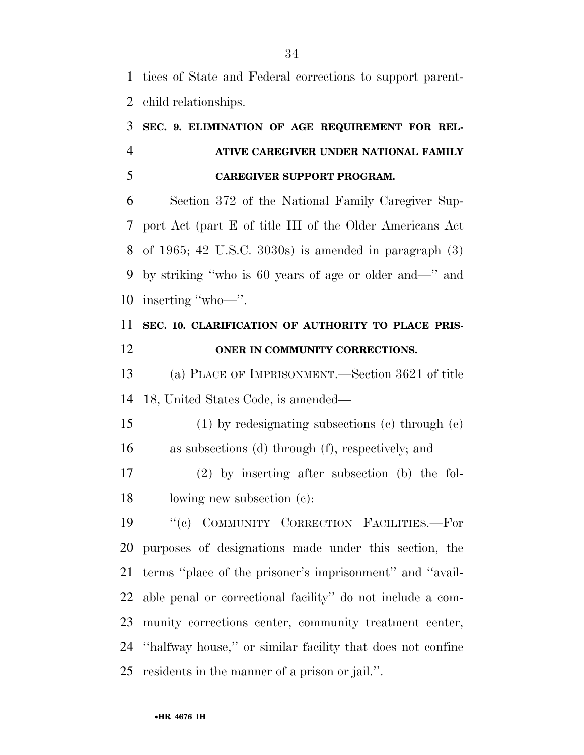tices of State and Federal corrections to support parent-child relationships.

**SEC. 9. ELIMINATION OF AGE REQUIREMENT FOR RELATIVE CAREGIVER UNDER NATIONAL FAMILY CAREGIVER SUPPORT PROGRAM.**

Section 372 of the National Family Caregiver Support Act (part E of title III of the Older Americans Act of 1965; 42 U.S.C. 3030s) is amended in paragraph (3) by striking ''who is 60 years of age or older and—'' and inserting ''who—''.

**SEC. 10. CLARIFICATION OF AUTHORITY TO PLACE PRISONER IN COMMUNITY CORRECTIONS.**

(a) PLACE OF IMPRISONMENT.—Section 3621 of title 18, United States Code, is amended—

(1) by redesignating subsections (c) through (e) as subsections (d) through (f), respectively; and

(2) by inserting after subsection (b) the following new subsection (c):

''(c) COMMUNITY CORRECTION FACILITIES.—For purposes of designations made under this section, the terms ''place of the prisoner's imprisonment'' and ''available penal or correctional facility'' do not include a community corrections center, community treatment center, ''halfway house,'' or similar facility that does not confine residents in the manner of a prison or jail.''.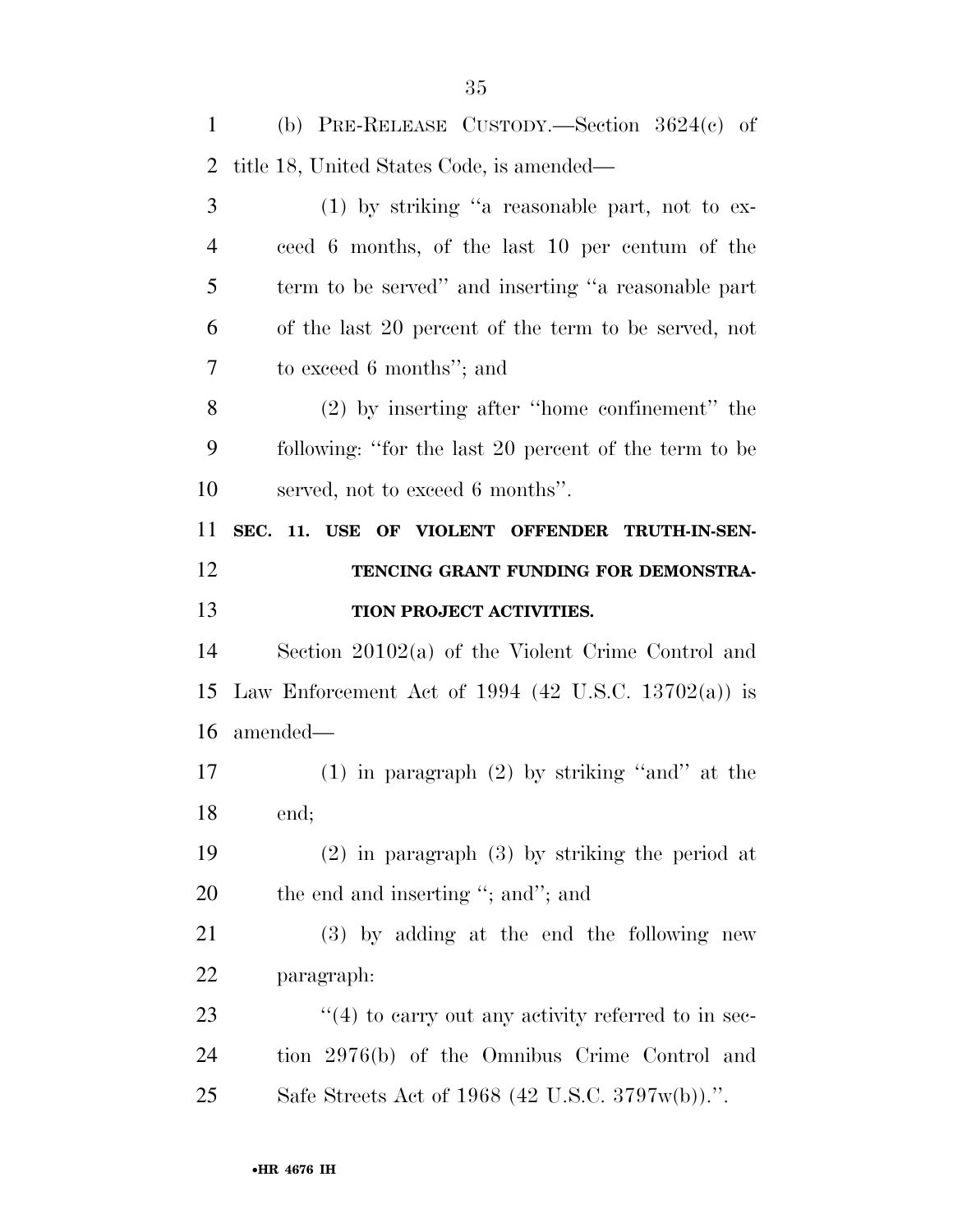(b) PRE-RELEASE CUSTODY.—Section 3624(c) of title 18, United States Code, is amended—

(1) by striking ''a reasonable part, not to exceed 6 months, of the last 10 per centum of the term to be served'' and inserting ''a reasonable part of the last 20 percent of the term to be served, not to exceed 6 months''; and

(2) by inserting after ''home confinement'' the following: ''for the last 20 percent of the term to be served, not to exceed 6 months''.

**SEC. 11. USE OF VIOLENT OFFENDER TRUTH-IN-SENTENCING GRANT FUNDING FOR DEMONSTRATION PROJECT ACTIVITIES.**

Section 20102(a) of the Violent Crime Control and Law Enforcement Act of 1994 (42 U.S.C. 13702(a)) is amended—

(1) in paragraph (2) by striking ''and'' at the end;

(2) in paragraph (3) by striking the period at the end and inserting ''; and''; and

(3) by adding at the end the following new paragraph:

''(4) to carry out any activity referred to in section 2976(b) of the Omnibus Crime Control and Safe Streets Act of 1968 (42 U.S.C. 3797w(b)).''.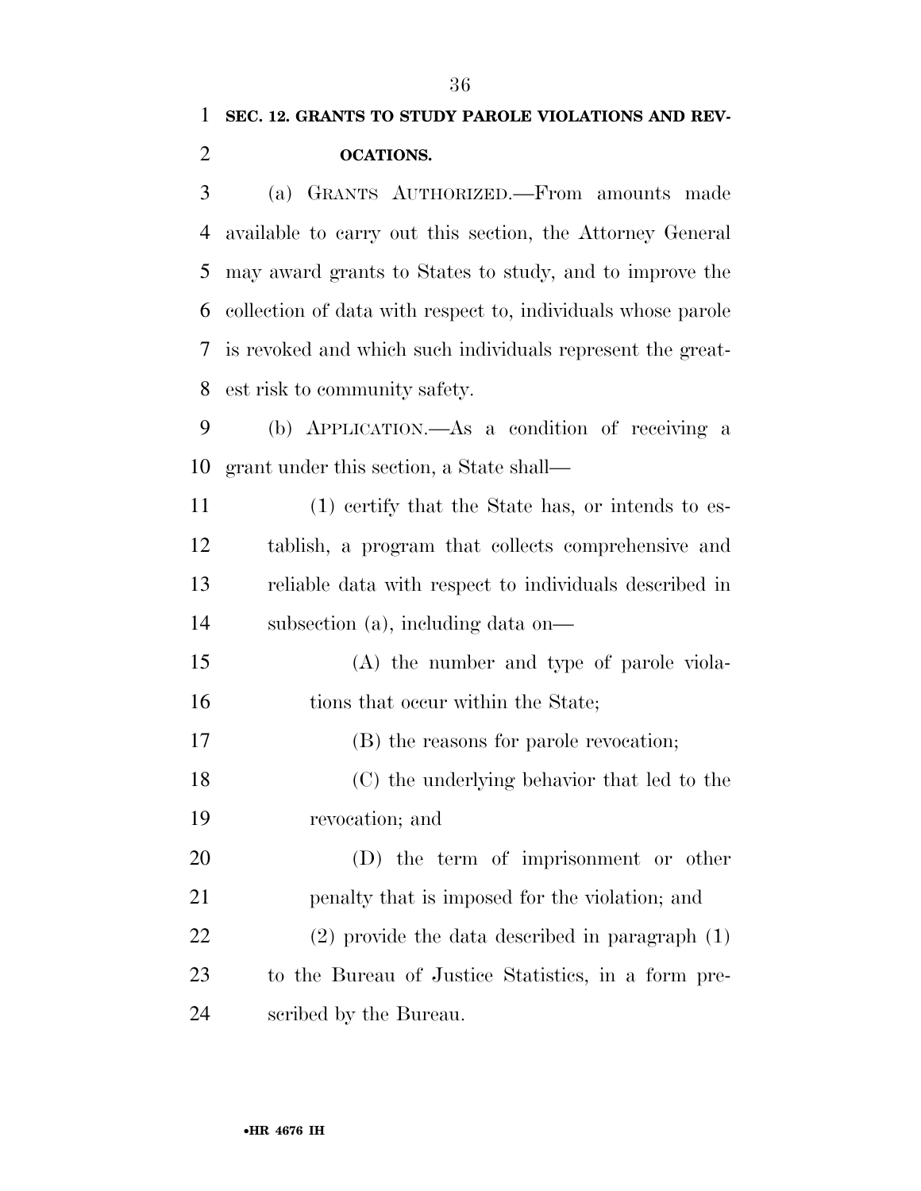**SEC. 12. GRANTS TO STUDY PAROLE VIOLATIONS AND REVOCATIONS.**

(a) GRANTS AUTHORIZED.—From amounts made available to carry out this section, the Attorney General may award grants to States to study, and to improve the collection of data with respect to, individuals whose parole is revoked and which such individuals represent the greatest risk to community safety.

(b) APPLICATION.—As a condition of receiving a grant under this section, a State shall—

(1) certify that the State has, or intends to establish, a program that collects comprehensive and reliable data with respect to individuals described in subsection (a), including data on—

(A) the number and type of parole violations that occur within the State;

(B) the reasons for parole revocation;

(C) the underlying behavior that led to the revocation; and

(D) the term of imprisonment or other penalty that is imposed for the violation; and

(2) provide the data described in paragraph (1) to the Bureau of Justice Statistics, in a form prescribed by the Bureau.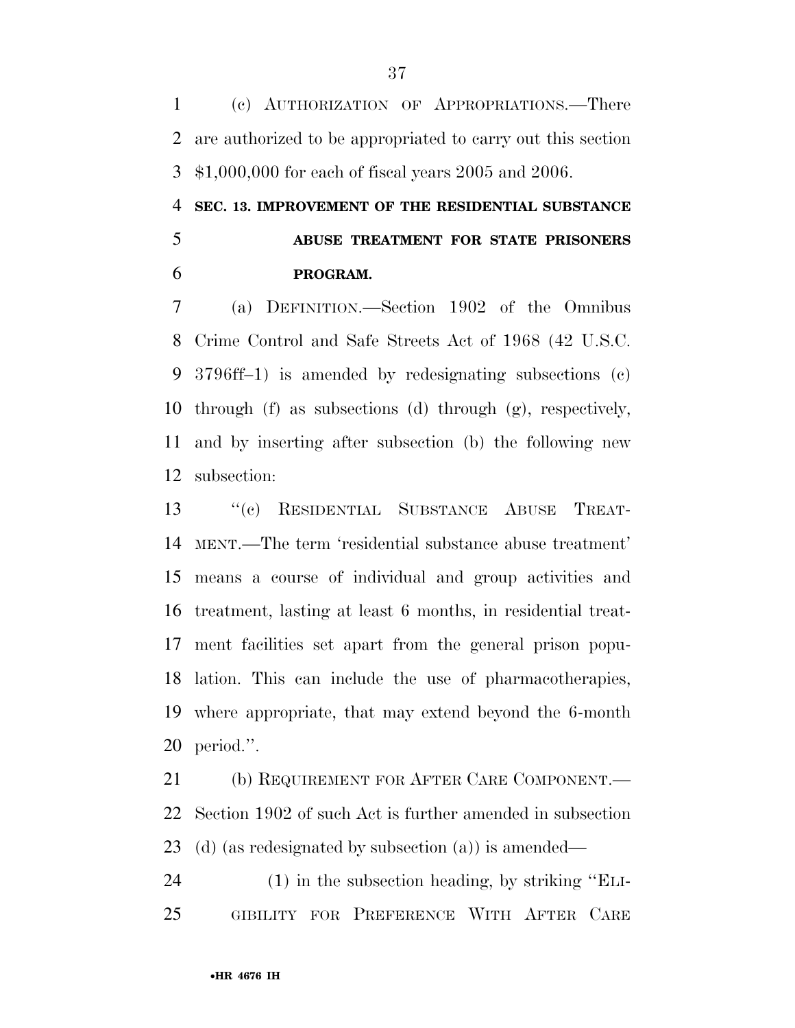(c) AUTHORIZATION OF APPROPRIATIONS.—There are authorized to be appropriated to carry out this section $1,000,000 for each of fiscal years 2005 and 2006.

**SEC. 13. IMPROVEMENT OF THE RESIDENTIAL SUBSTANCE ABUSE TREATMENT FOR STATE PRISONERS PROGRAM.**

(a) DEFINITION.—Section 1902 of the Omnibus Crime Control and Safe Streets Act of 1968 (42 U.S.C. 3796ff–1) is amended by redesignating subsections (c) through (f) as subsections (d) through (g), respectively, and by inserting after subsection (b) the following new subsection:

"(c) RESIDENTIAL SUBSTANCE ABUSE TREATMENT.—The term 'residential substance abuse treatment' means a course of individual and group activities and treatment, lasting at least 6 months, in residential treatment facilities set apart from the general prison population. This can include the use of pharmacotherapies, where appropriate, that may extend beyond the 6-month period.".

(b) REQUIREMENT FOR AFTER CARE COMPONENT.—Section 1902 of such Act is further amended in subsection (d) (as redesignated by subsection (a)) is amended—

(1) in the subsection heading, by striking "ELIGIBILITY FOR PREFERENCE WITH AFTER CARE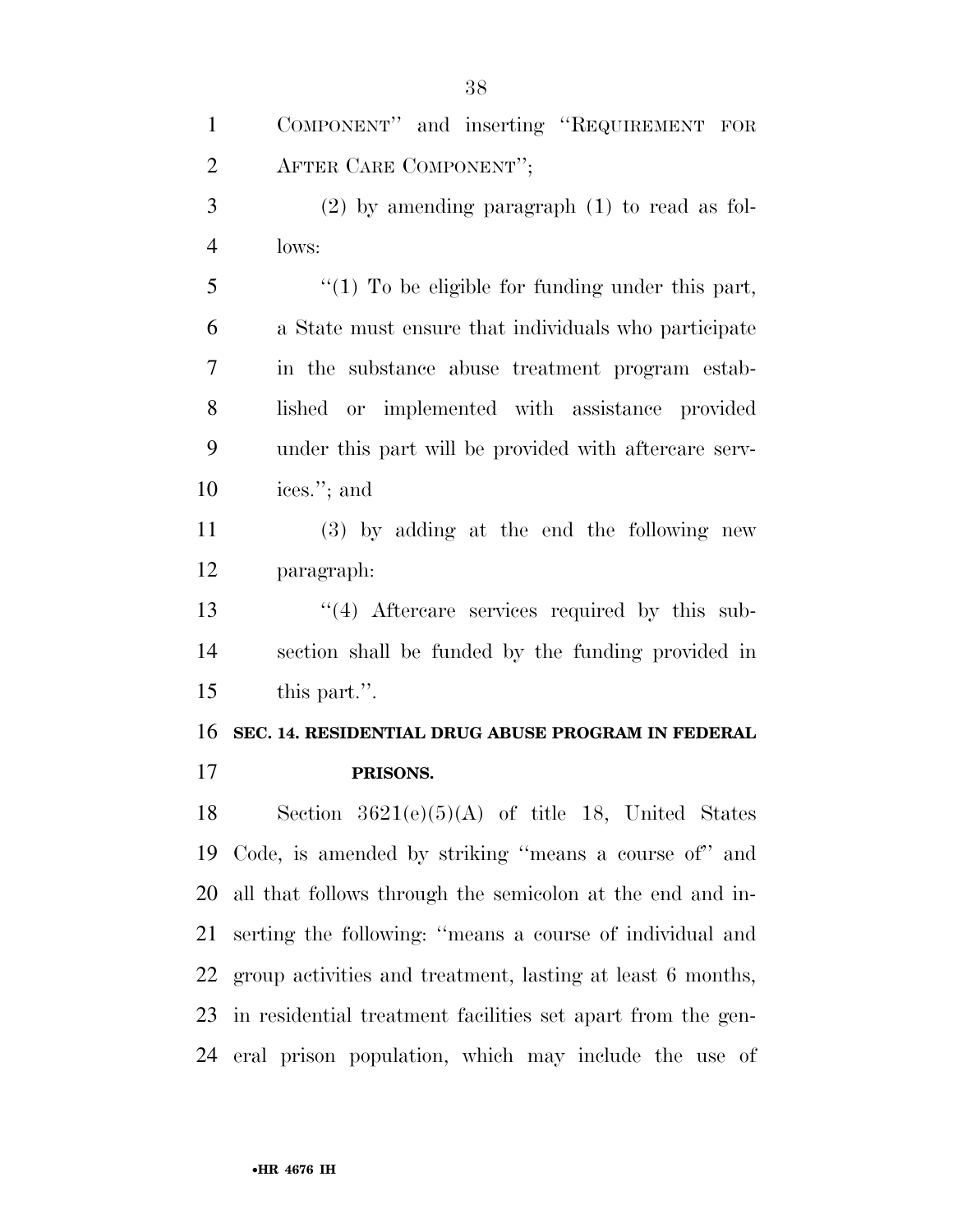COMPONENT'' and inserting ''REQUIREMENT FOR AFTER CARE COMPONENT'';

(2) by amending paragraph (1) to read as follows:

''(1) To be eligible for funding under this part, a State must ensure that individuals who participate in the substance abuse treatment program established or implemented with assistance provided under this part will be provided with aftercare services.''; and

(3) by adding at the end the following new paragraph:

''(4) Aftercare services required by this subsection shall be funded by the funding provided in this part.''.

**SEC. 14. RESIDENTIAL DRUG ABUSE PROGRAM IN FEDERAL PRISONS.**

Section 3621(e)(5)(A) of title 18, United States Code, is amended by striking ''means a course of'' and all that follows through the semicolon at the end and inserting the following: ''means a course of individual and group activities and treatment, lasting at least 6 months, in residential treatment facilities set apart from the general prison population, which may include the use of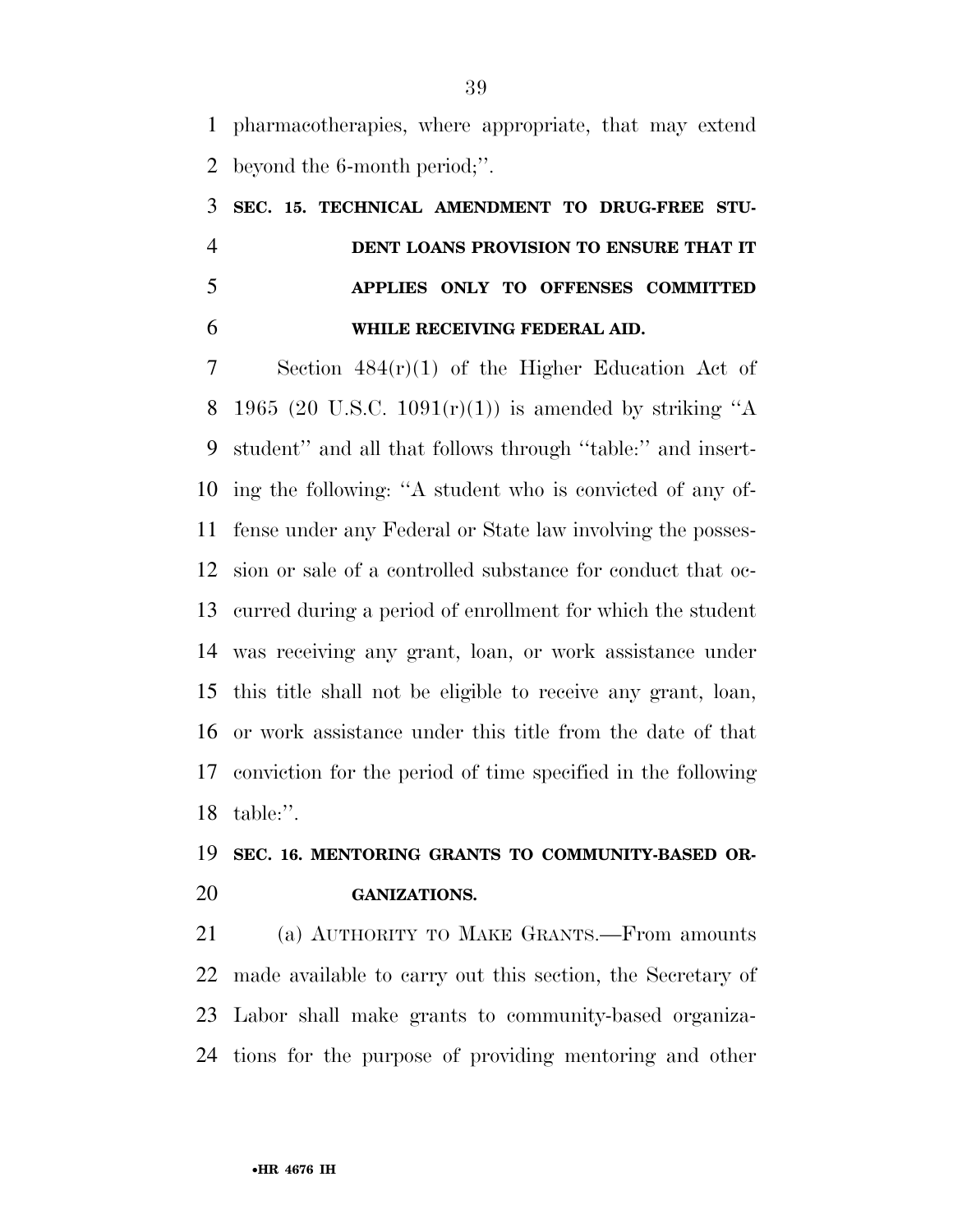pharmacotherapies, where appropriate, that may extend beyond the 6-month period;''.

### SEC. 15. TECHNICAL AMENDMENT TO DRUG-FREE STUDENT LOANS PROVISION TO ENSURE THAT IT APPLIES ONLY TO OFFENSES COMMITTED WHILE RECEIVING FEDERAL AID.

Section 484(r)(1) of the Higher Education Act of 1965 (20 U.S.C. 1091(r)(1)) is amended by striking ''A student'' and all that follows through ''table:'' and inserting the following: ''A student who is convicted of any offense under any Federal or State law involving the possession or sale of a controlled substance for conduct that occurred during a period of enrollment for which the student was receiving any grant, loan, or work assistance under this title shall not be eligible to receive any grant, loan, or work assistance under this title from the date of that conviction for the period of time specified in the following table:''.

### SEC. 16. MENTORING GRANTS TO COMMUNITY-BASED ORGANIZATIONS.

(a) AUTHORITY TO MAKE GRANTS.—From amounts made available to carry out this section, the Secretary of Labor shall make grants to community-based organizations for the purpose of providing mentoring and other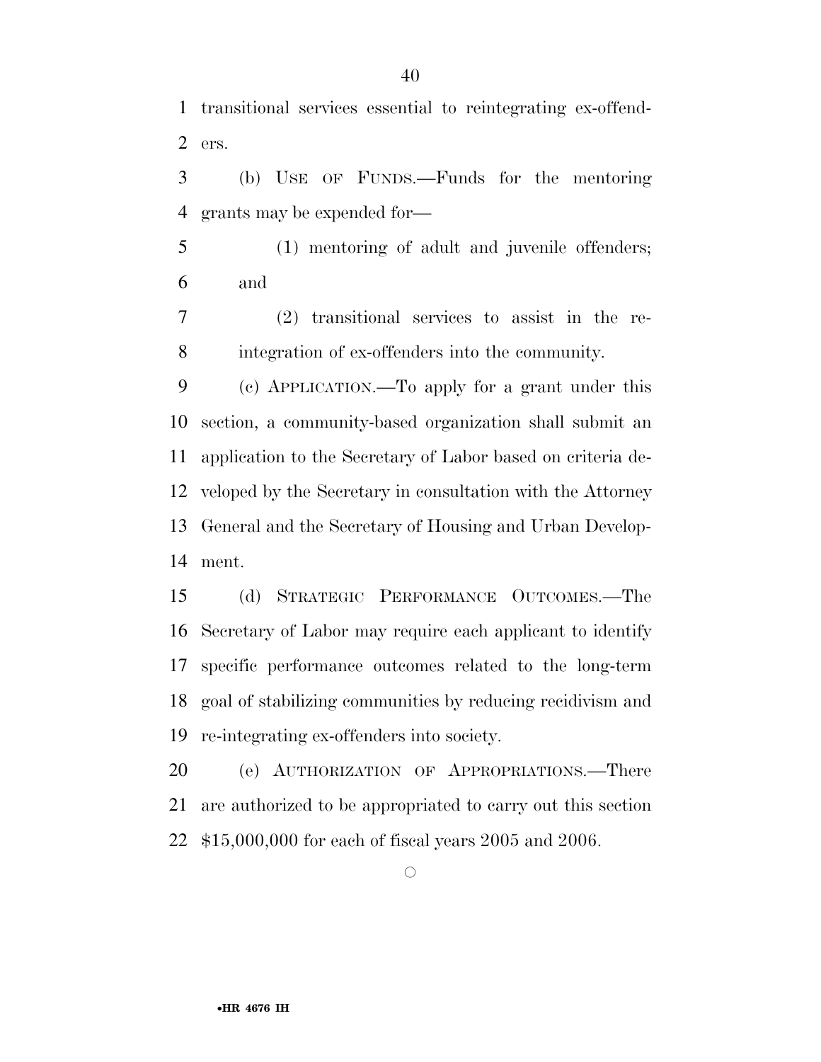transitional services essential to reintegrating ex-offenders.

(b) USE OF FUNDS.—Funds for the mentoring grants may be expended for—

(1) mentoring of adult and juvenile offenders; and

(2) transitional services to assist in the re-integration of ex-offenders into the community.

(c) APPLICATION.—To apply for a grant under this section, a community-based organization shall submit an application to the Secretary of Labor based on criteria developed by the Secretary in consultation with the Attorney General and the Secretary of Housing and Urban Development.

(d) STRATEGIC PERFORMANCE OUTCOMES.—The Secretary of Labor may require each applicant to identify specific performance outcomes related to the long-term goal of stabilizing communities by reducing recidivism and re-integrating ex-offenders into society.

(e) AUTHORIZATION OF APPROPRIATIONS.—There are authorized to be appropriated to carry out this section $15,000,000 for each of fiscal years 2005 and 2006.

○